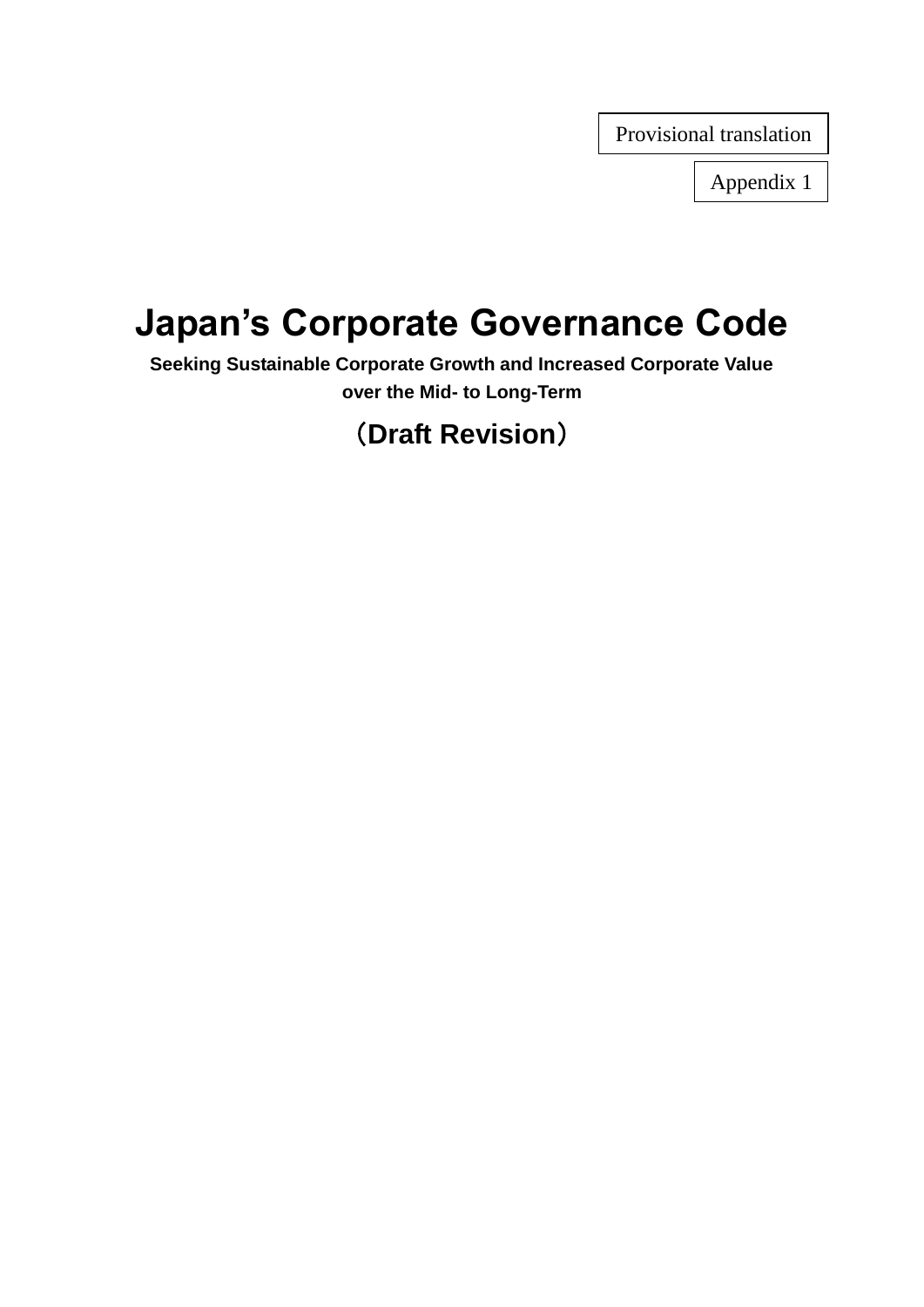Provisional translation

Appendix 1

# Japan's Corporate Governance Code

**Seeking Sustainable Corporate Growth and Increased Corporate Value over the Mid- to Long-Term**

**（Draft Revision）**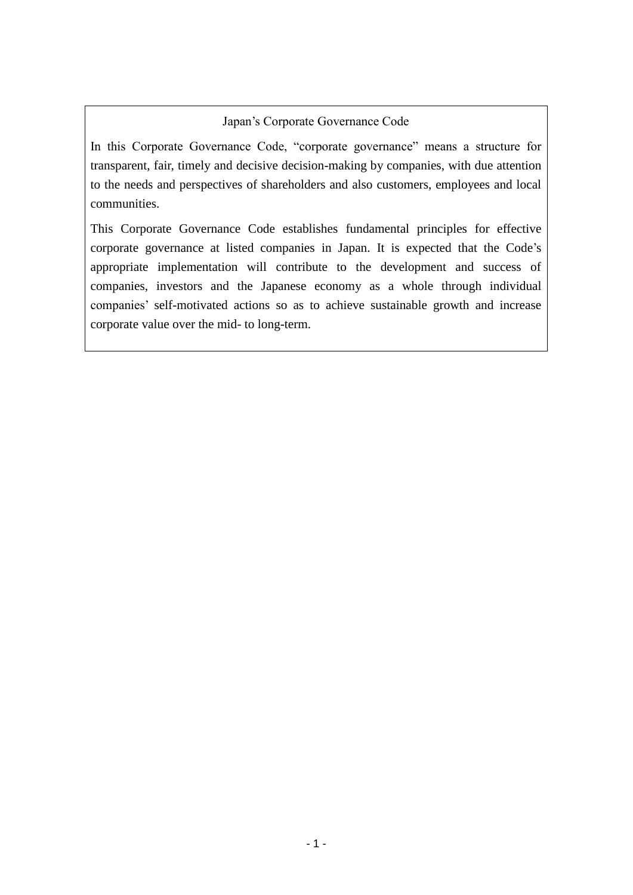## Japan's Corporate Governance Code

In this Corporate Governance Code, "corporate governance" means a structure for transparent, fair, timely and decisive decision-making by companies, with due attention to the needs and perspectives of shareholders and also customers, employees and local communities.

This Corporate Governance Code establishes fundamental principles for effective corporate governance at listed companies in Japan. It is expected that the Code's appropriate implementation will contribute to the development and success of companies, investors and the Japanese economy as a whole through individual companies' self-motivated actions so as to achieve sustainable growth and increase corporate value over the mid- to long-term.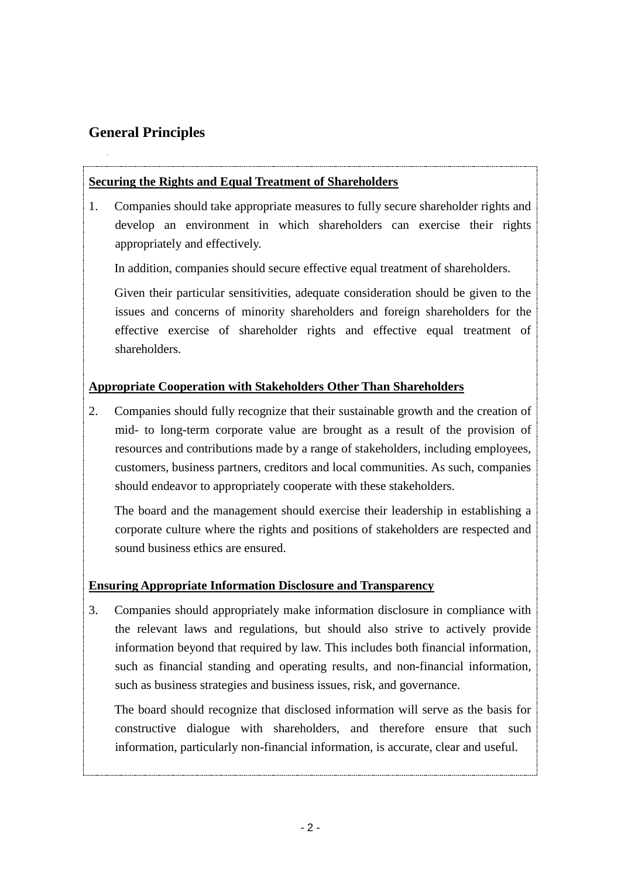## General Principles

**Securing the Rights and Equal Treatment of Shareholders**

1. Companies should take appropriate measures to fully secure shareholder rights and develop an environment in which shareholders can exercise their rights appropriately and effectively.

   In addition, companies should secure effective equal treatment of shareholders.

   Given their particular sensitivities, adequate consideration should be given to the issues and concerns of minority shareholders and foreign shareholders for the effective exercise of shareholder rights and effective equal treatment of shareholders.

**Appropriate Cooperation with Stakeholders Other Than Shareholders**

2. Companies should fully recognize that their sustainable growth and the creation of mid- to long-term corporate value are brought as a result of the provision of resources and contributions made by a range of stakeholders, including employees, customers, business partners, creditors and local communities. As such, companies should endeavor to appropriately cooperate with these stakeholders.

   The board and the management should exercise their leadership in establishing a corporate culture where the rights and positions of stakeholders are respected and sound business ethics are ensured.

**Ensuring Appropriate Information Disclosure and Transparency**

3. Companies should appropriately make information disclosure in compliance with the relevant laws and regulations, but should also strive to actively provide information beyond that required by law. This includes both financial information, such as financial standing and operating results, and non-financial information, such as business strategies and business issues, risk, and governance.

   The board should recognize that disclosed information will serve as the basis for constructive dialogue with shareholders, and therefore ensure that such information, particularly non-financial information, is accurate, clear and useful.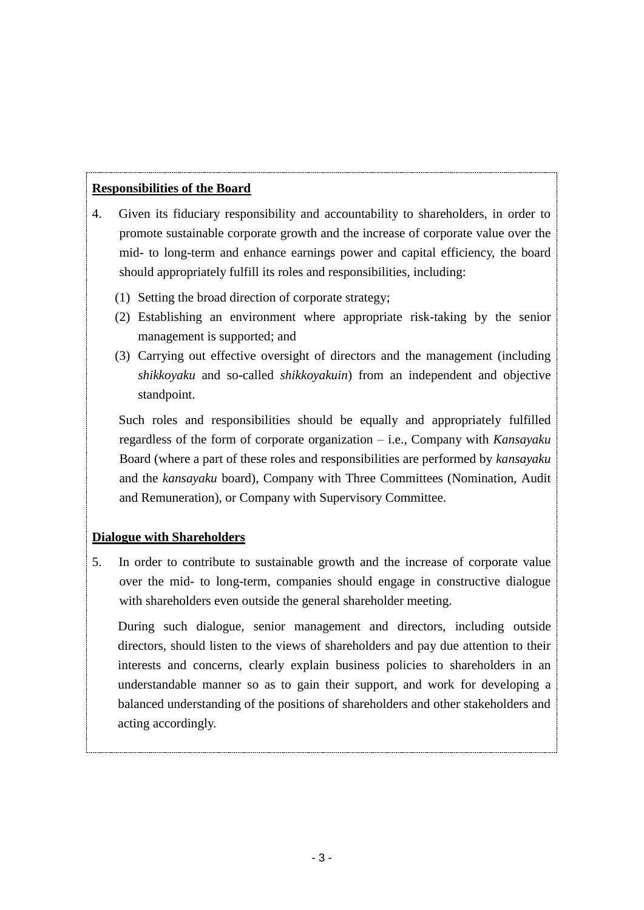**Responsibilities of the Board**

4. Given its fiduciary responsibility and accountability to shareholders, in order to promote sustainable corporate growth and the increase of corporate value over the mid- to long-term and enhance earnings power and capital efficiency, the board should appropriately fulfill its roles and responsibilities, including:

   (1) Setting the broad direction of corporate strategy;

   (2) Establishing an environment where appropriate risk-taking by the senior management is supported; and

   (3) Carrying out effective oversight of directors and the management (including *shikkoyaku* and so-called *shikkoyakuin*) from an independent and objective standpoint.

   Such roles and responsibilities should be equally and appropriately fulfilled regardless of the form of corporate organization – i.e., Company with *Kansayaku* Board (where a part of these roles and responsibilities are performed by *kansayaku* and the *kansayaku* board), Company with Three Committees (Nomination, Audit and Remuneration), or Company with Supervisory Committee.

**Dialogue with Shareholders**

5. In order to contribute to sustainable growth and the increase of corporate value over the mid- to long-term, companies should engage in constructive dialogue with shareholders even outside the general shareholder meeting.

   During such dialogue, senior management and directors, including outside directors, should listen to the views of shareholders and pay due attention to their interests and concerns, clearly explain business policies to shareholders in an understandable manner so as to gain their support, and work for developing a balanced understanding of the positions of shareholders and other stakeholders and acting accordingly.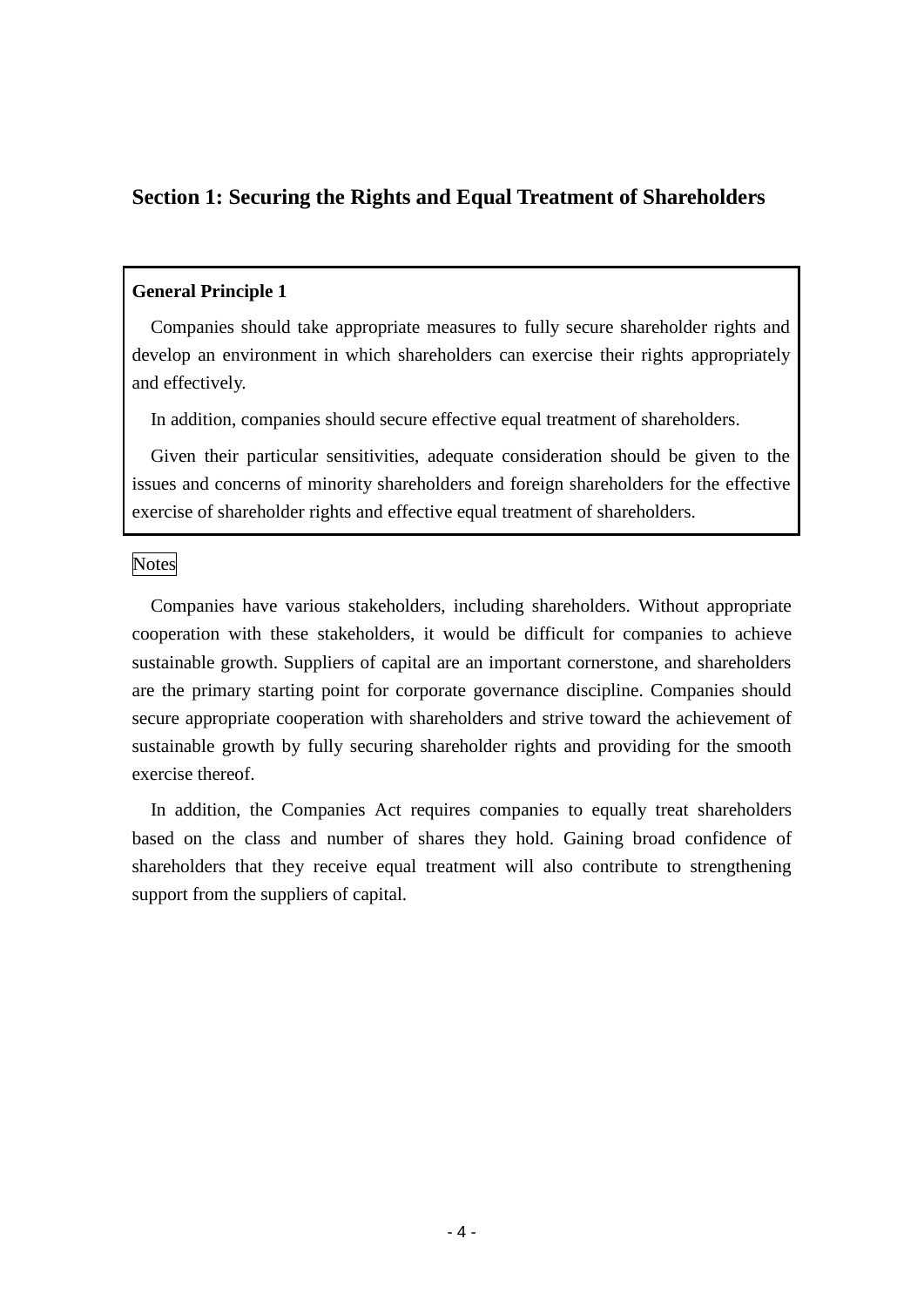## Section 1: Securing the Rights and Equal Treatment of Shareholders

**General Principle 1**

Companies should take appropriate measures to fully secure shareholder rights and develop an environment in which shareholders can exercise their rights appropriately and effectively.

In addition, companies should secure effective equal treatment of shareholders.

Given their particular sensitivities, adequate consideration should be given to the issues and concerns of minority shareholders and foreign shareholders for the effective exercise of shareholder rights and effective equal treatment of shareholders.

Notes

Companies have various stakeholders, including shareholders. Without appropriate cooperation with these stakeholders, it would be difficult for companies to achieve sustainable growth. Suppliers of capital are an important cornerstone, and shareholders are the primary starting point for corporate governance discipline. Companies should secure appropriate cooperation with shareholders and strive toward the achievement of sustainable growth by fully securing shareholder rights and providing for the smooth exercise thereof.

In addition, the Companies Act requires companies to equally treat shareholders based on the class and number of shares they hold. Gaining broad confidence of shareholders that they receive equal treatment will also contribute to strengthening support from the suppliers of capital.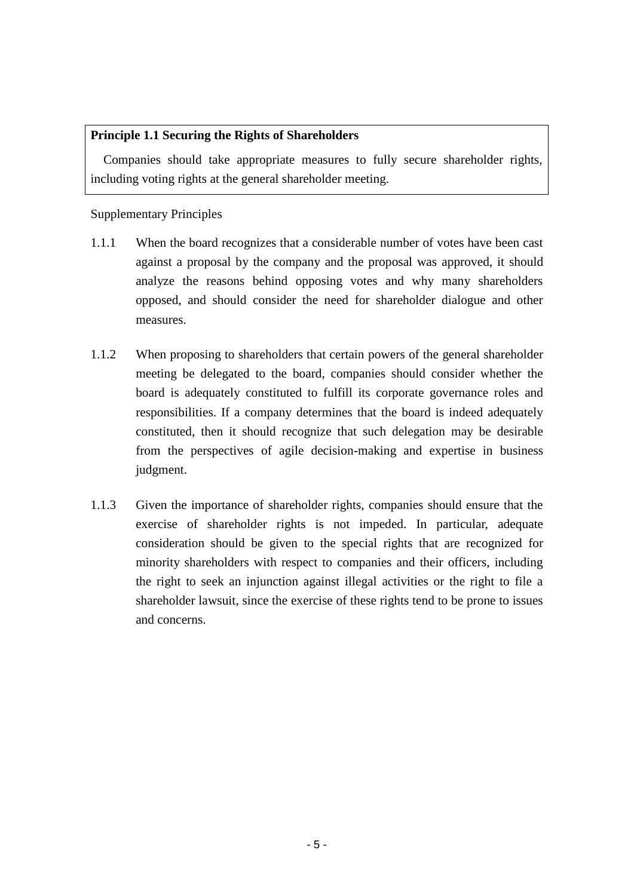**Principle 1.1 Securing the Rights of Shareholders**

Companies should take appropriate measures to fully secure shareholder rights, including voting rights at the general shareholder meeting.

Supplementary Principles

1.1.1 When the board recognizes that a considerable number of votes have been cast against a proposal by the company and the proposal was approved, it should analyze the reasons behind opposing votes and why many shareholders opposed, and should consider the need for shareholder dialogue and other measures.

1.1.2 When proposing to shareholders that certain powers of the general shareholder meeting be delegated to the board, companies should consider whether the board is adequately constituted to fulfill its corporate governance roles and responsibilities. If a company determines that the board is indeed adequately constituted, then it should recognize that such delegation may be desirable from the perspectives of agile decision-making and expertise in business judgment.

1.1.3 Given the importance of shareholder rights, companies should ensure that the exercise of shareholder rights is not impeded. In particular, adequate consideration should be given to the special rights that are recognized for minority shareholders with respect to companies and their officers, including the right to seek an injunction against illegal activities or the right to file a shareholder lawsuit, since the exercise of these rights tend to be prone to issues and concerns.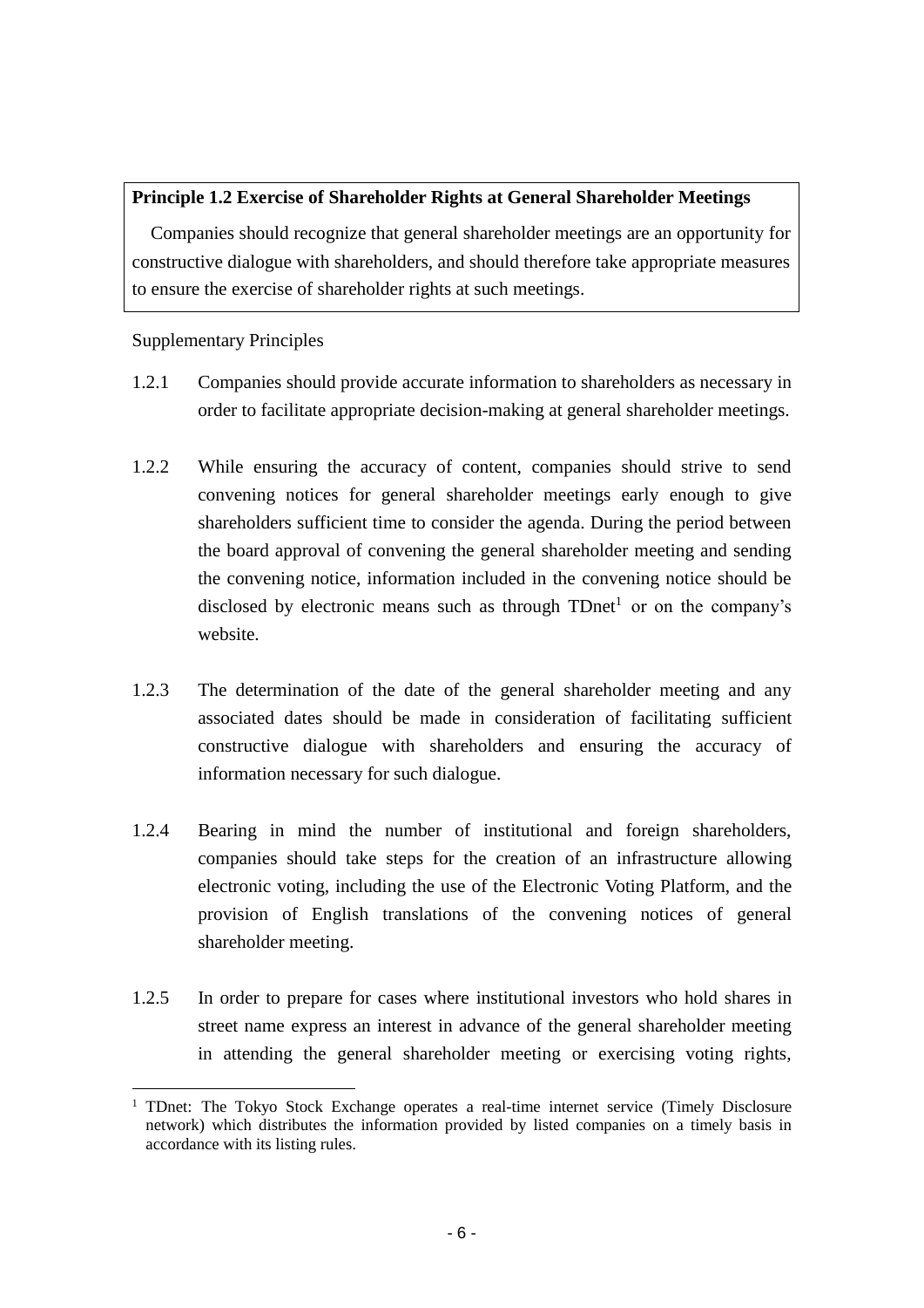**Principle 1.2 Exercise of Shareholder Rights at General Shareholder Meetings**

Companies should recognize that general shareholder meetings are an opportunity for constructive dialogue with shareholders, and should therefore take appropriate measures to ensure the exercise of shareholder rights at such meetings.

Supplementary Principles

1.2.1 Companies should provide accurate information to shareholders as necessary in order to facilitate appropriate decision-making at general shareholder meetings.

1.2.2 While ensuring the accuracy of content, companies should strive to send convening notices for general shareholder meetings early enough to give shareholders sufficient time to consider the agenda. During the period between the board approval of convening the general shareholder meeting and sending the convening notice, information included in the convening notice should be disclosed by electronic means such as through TDnet[1] or on the company's website.

1.2.3 The determination of the date of the general shareholder meeting and any associated dates should be made in consideration of facilitating sufficient constructive dialogue with shareholders and ensuring the accuracy of information necessary for such dialogue.

1.2.4 Bearing in mind the number of institutional and foreign shareholders, companies should take steps for the creation of an infrastructure allowing electronic voting, including the use of the Electronic Voting Platform, and the provision of English translations of the convening notices of general shareholder meeting.

1.2.5 In order to prepare for cases where institutional investors who hold shares in street name express an interest in advance of the general shareholder meeting in attending the general shareholder meeting or exercising voting rights,

---

[1] TDnet: The Tokyo Stock Exchange operates a real-time internet service (Timely Disclosure network) which distributes the information provided by listed companies on a timely basis in accordance with its listing rules.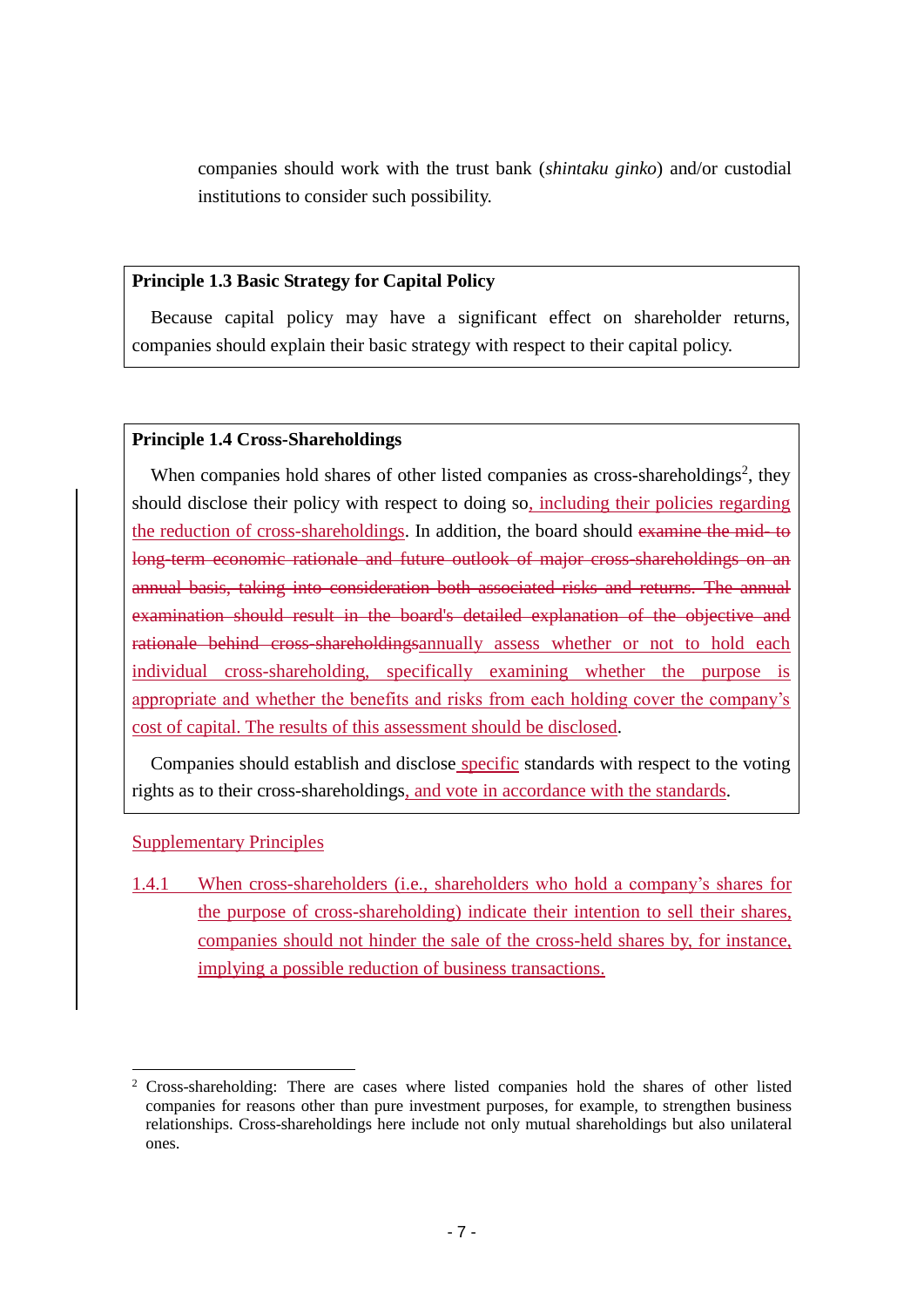companies should work with the trust bank (*shintaku ginko*) and/or custodial institutions to consider such possibility.

**Principle 1.3 Basic Strategy for Capital Policy**

Because capital policy may have a significant effect on shareholder returns, companies should explain their basic strategy with respect to their capital policy.

**Principle 1.4 Cross-Shareholdings**

When companies hold shares of other listed companies as cross-shareholdings[2], they should disclose their policy with respect to doing so, including their policies regarding the reduction of cross-shareholdings. In addition, the board should ~~examine the mid- to long-term economic rationale and future outlook of major cross-shareholdings on an annual basis, taking into consideration both associated risks and returns. The annual examination should result in the board's detailed explanation of the objective and rationale behind cross-shareholdings~~annually assess whether or not to hold each individual cross-shareholding, specifically examining whether the purpose is appropriate and whether the benefits and risks from each holding cover the company's cost of capital. The results of this assessment should be disclosed.

Companies should establish and disclose specific standards with respect to the voting rights as to their cross-shareholdings, and vote in accordance with the standards.

Supplementary Principles

1.4.1 When cross-shareholders (i.e., shareholders who hold a company's shares for the purpose of cross-shareholding) indicate their intention to sell their shares, companies should not hinder the sale of the cross-held shares by, for instance, implying a possible reduction of business transactions.

---

[2] Cross-shareholding: There are cases where listed companies hold the shares of other listed companies for reasons other than pure investment purposes, for example, to strengthen business relationships. Cross-shareholdings here include not only mutual shareholdings but also unilateral ones.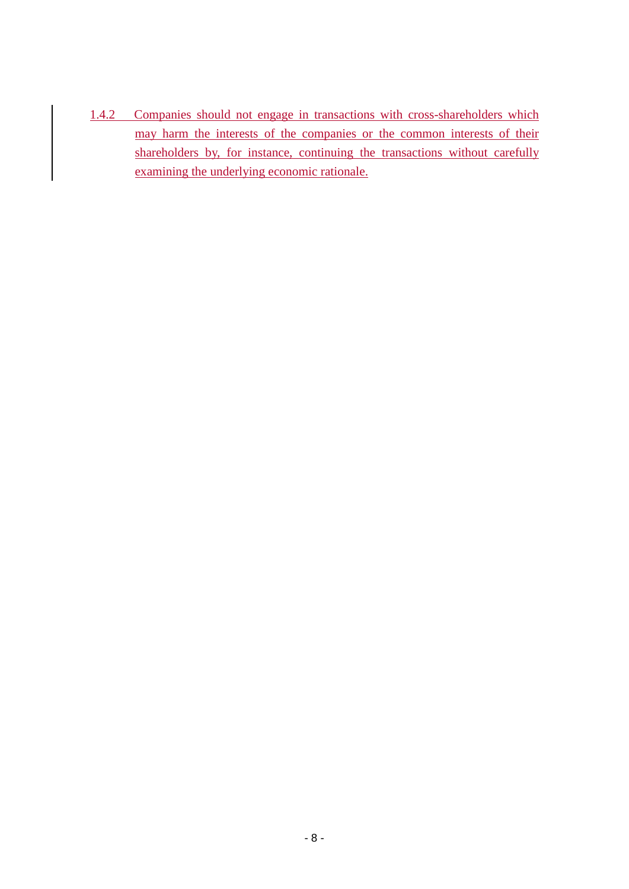1.4.2 Companies should not engage in transactions with cross-shareholders which may harm the interests of the companies or the common interests of their shareholders by, for instance, continuing the transactions without carefully examining the underlying economic rationale.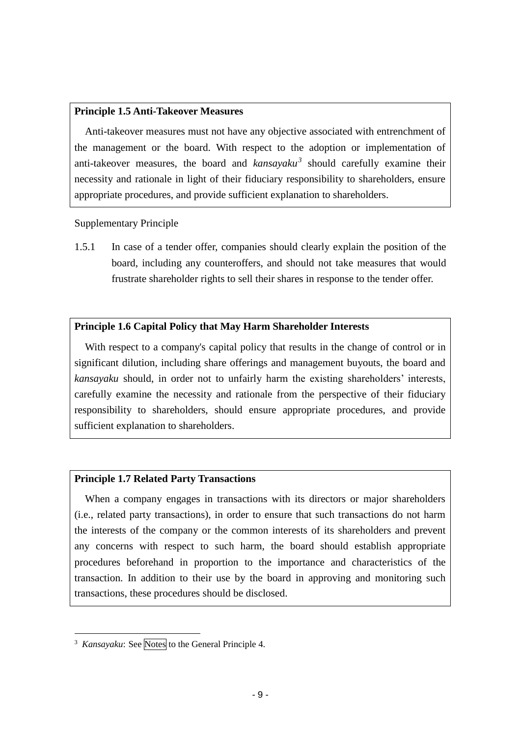**Principle 1.5 Anti-Takeover Measures**

Anti-takeover measures must not have any objective associated with entrenchment of the management or the board. With respect to the adoption or implementation of anti-takeover measures, the board and *kansayaku*[3] should carefully examine their necessity and rationale in light of their fiduciary responsibility to shareholders, ensure appropriate procedures, and provide sufficient explanation to shareholders.

Supplementary Principle

1.5.1 In case of a tender offer, companies should clearly explain the position of the board, including any counteroffers, and should not take measures that would frustrate shareholder rights to sell their shares in response to the tender offer.

**Principle 1.6 Capital Policy that May Harm Shareholder Interests**

With respect to a company's capital policy that results in the change of control or in significant dilution, including share offerings and management buyouts, the board and *kansayaku* should, in order not to unfairly harm the existing shareholders' interests, carefully examine the necessity and rationale from the perspective of their fiduciary responsibility to shareholders, should ensure appropriate procedures, and provide sufficient explanation to shareholders.

**Principle 1.7 Related Party Transactions**

When a company engages in transactions with its directors or major shareholders (i.e., related party transactions), in order to ensure that such transactions do not harm the interests of the company or the common interests of its shareholders and prevent any concerns with respect to such harm, the board should establish appropriate procedures beforehand in proportion to the importance and characteristics of the transaction. In addition to their use by the board in approving and monitoring such transactions, these procedures should be disclosed.

[3] *Kansayaku*: See Notes to the General Principle 4.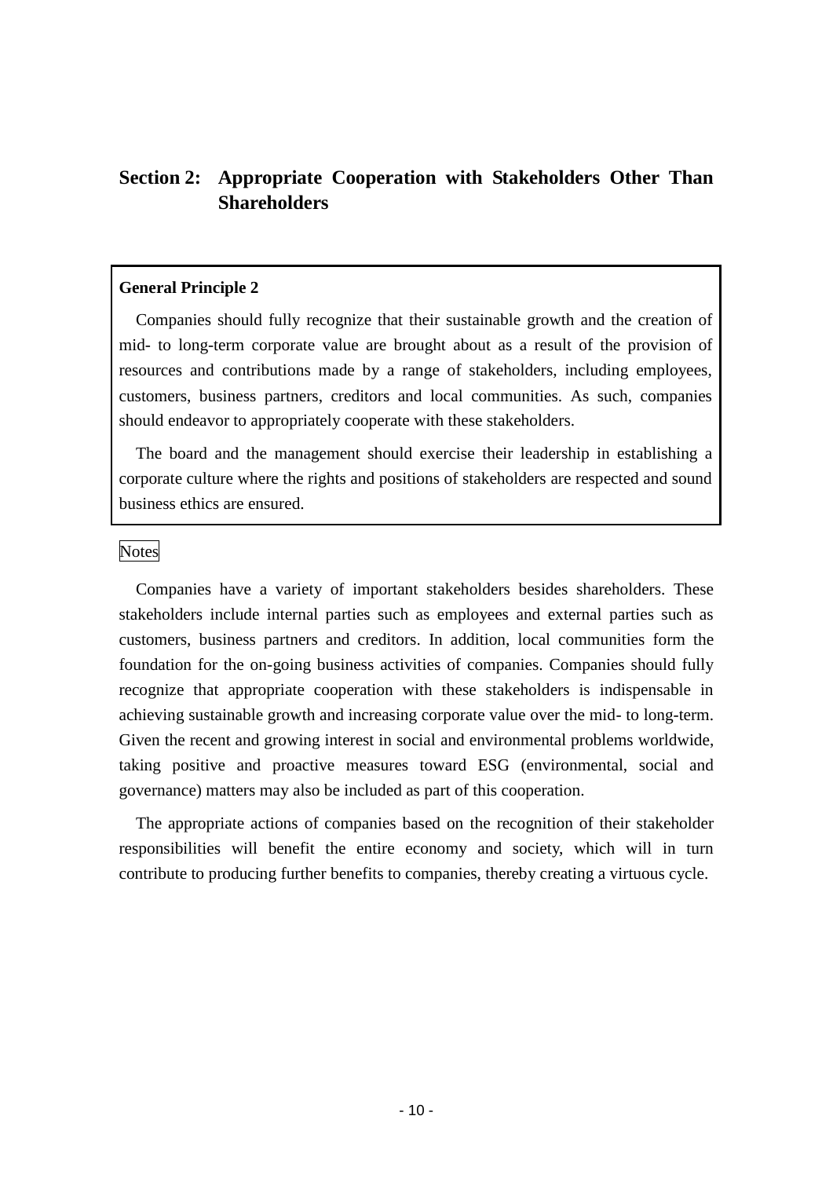## Section 2: Appropriate Cooperation with Stakeholders Other Than Shareholders

**General Principle 2**

Companies should fully recognize that their sustainable growth and the creation of mid- to long-term corporate value are brought about as a result of the provision of resources and contributions made by a range of stakeholders, including employees, customers, business partners, creditors and local communities. As such, companies should endeavor to appropriately cooperate with these stakeholders.

The board and the management should exercise their leadership in establishing a corporate culture where the rights and positions of stakeholders are respected and sound business ethics are ensured.

Notes

Companies have a variety of important stakeholders besides shareholders. These stakeholders include internal parties such as employees and external parties such as customers, business partners and creditors. In addition, local communities form the foundation for the on-going business activities of companies. Companies should fully recognize that appropriate cooperation with these stakeholders is indispensable in achieving sustainable growth and increasing corporate value over the mid- to long-term. Given the recent and growing interest in social and environmental problems worldwide, taking positive and proactive measures toward ESG (environmental, social and governance) matters may also be included as part of this cooperation.

The appropriate actions of companies based on the recognition of their stakeholder responsibilities will benefit the entire economy and society, which will in turn contribute to producing further benefits to companies, thereby creating a virtuous cycle.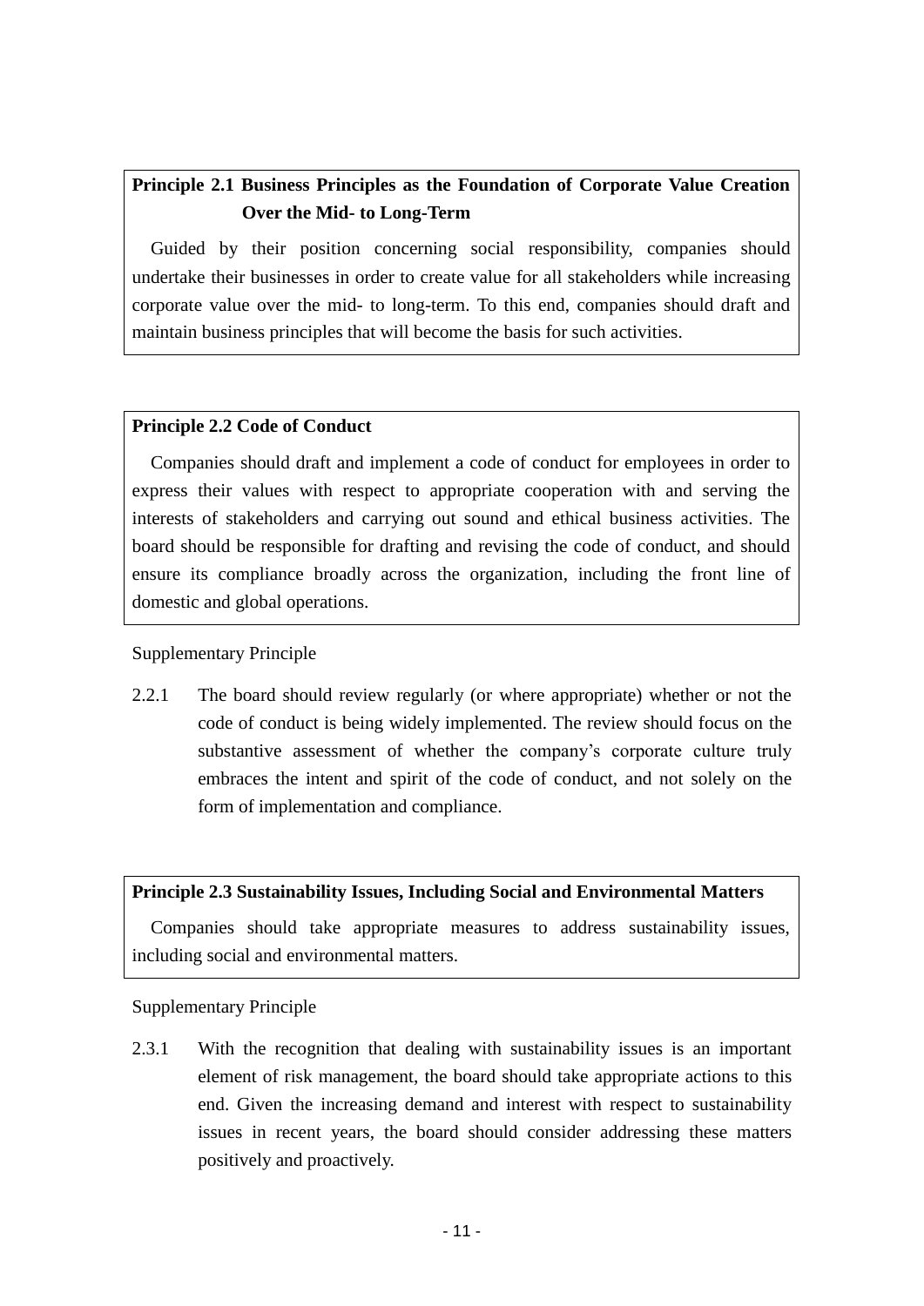**Principle 2.1 Business Principles as the Foundation of Corporate Value Creation Over the Mid- to Long-Term**

Guided by their position concerning social responsibility, companies should undertake their businesses in order to create value for all stakeholders while increasing corporate value over the mid- to long-term. To this end, companies should draft and maintain business principles that will become the basis for such activities.

**Principle 2.2 Code of Conduct**

Companies should draft and implement a code of conduct for employees in order to express their values with respect to appropriate cooperation with and serving the interests of stakeholders and carrying out sound and ethical business activities. The board should be responsible for drafting and revising the code of conduct, and should ensure its compliance broadly across the organization, including the front line of domestic and global operations.

Supplementary Principle

2.2.1 The board should review regularly (or where appropriate) whether or not the code of conduct is being widely implemented. The review should focus on the substantive assessment of whether the company's corporate culture truly embraces the intent and spirit of the code of conduct, and not solely on the form of implementation and compliance.

**Principle 2.3 Sustainability Issues, Including Social and Environmental Matters**

Companies should take appropriate measures to address sustainability issues, including social and environmental matters.

Supplementary Principle

2.3.1 With the recognition that dealing with sustainability issues is an important element of risk management, the board should take appropriate actions to this end. Given the increasing demand and interest with respect to sustainability issues in recent years, the board should consider addressing these matters positively and proactively.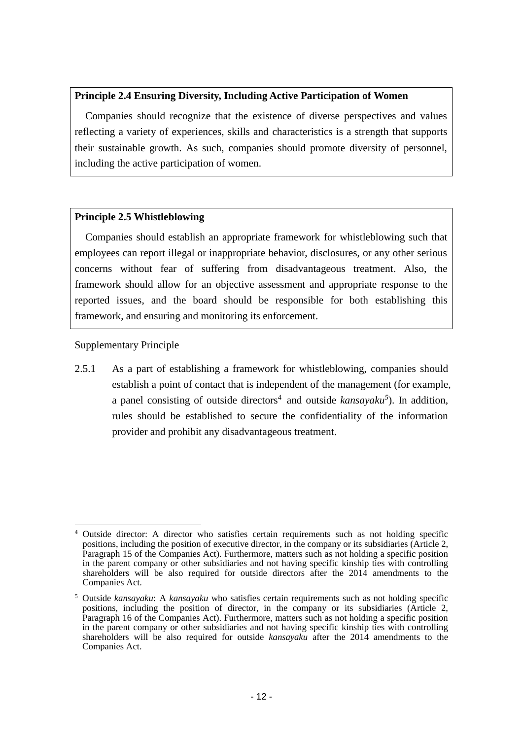**Principle 2.4 Ensuring Diversity, Including Active Participation of Women**

Companies should recognize that the existence of diverse perspectives and values reflecting a variety of experiences, skills and characteristics is a strength that supports their sustainable growth. As such, companies should promote diversity of personnel, including the active participation of women.

**Principle 2.5 Whistleblowing**

Companies should establish an appropriate framework for whistleblowing such that employees can report illegal or inappropriate behavior, disclosures, or any other serious concerns without fear of suffering from disadvantageous treatment. Also, the framework should allow for an objective assessment and appropriate response to the reported issues, and the board should be responsible for both establishing this framework, and ensuring and monitoring its enforcement.

Supplementary Principle

2.5.1 As a part of establishing a framework for whistleblowing, companies should establish a point of contact that is independent of the management (for example, a panel consisting of outside directors[4] and outside *kansayaku*[5]). In addition, rules should be established to secure the confidentiality of the information provider and prohibit any disadvantageous treatment.

---

[4] Outside director: A director who satisfies certain requirements such as not holding specific positions, including the position of executive director, in the company or its subsidiaries (Article 2, Paragraph 15 of the Companies Act). Furthermore, matters such as not holding a specific position in the parent company or other subsidiaries and not having specific kinship ties with controlling shareholders will be also required for outside directors after the 2014 amendments to the Companies Act.

[5] Outside *kansayaku*: A *kansayaku* who satisfies certain requirements such as not holding specific positions, including the position of director, in the company or its subsidiaries (Article 2, Paragraph 16 of the Companies Act). Furthermore, matters such as not holding a specific position in the parent company or other subsidiaries and not having specific kinship ties with controlling shareholders will be also required for outside *kansayaku* after the 2014 amendments to the Companies Act.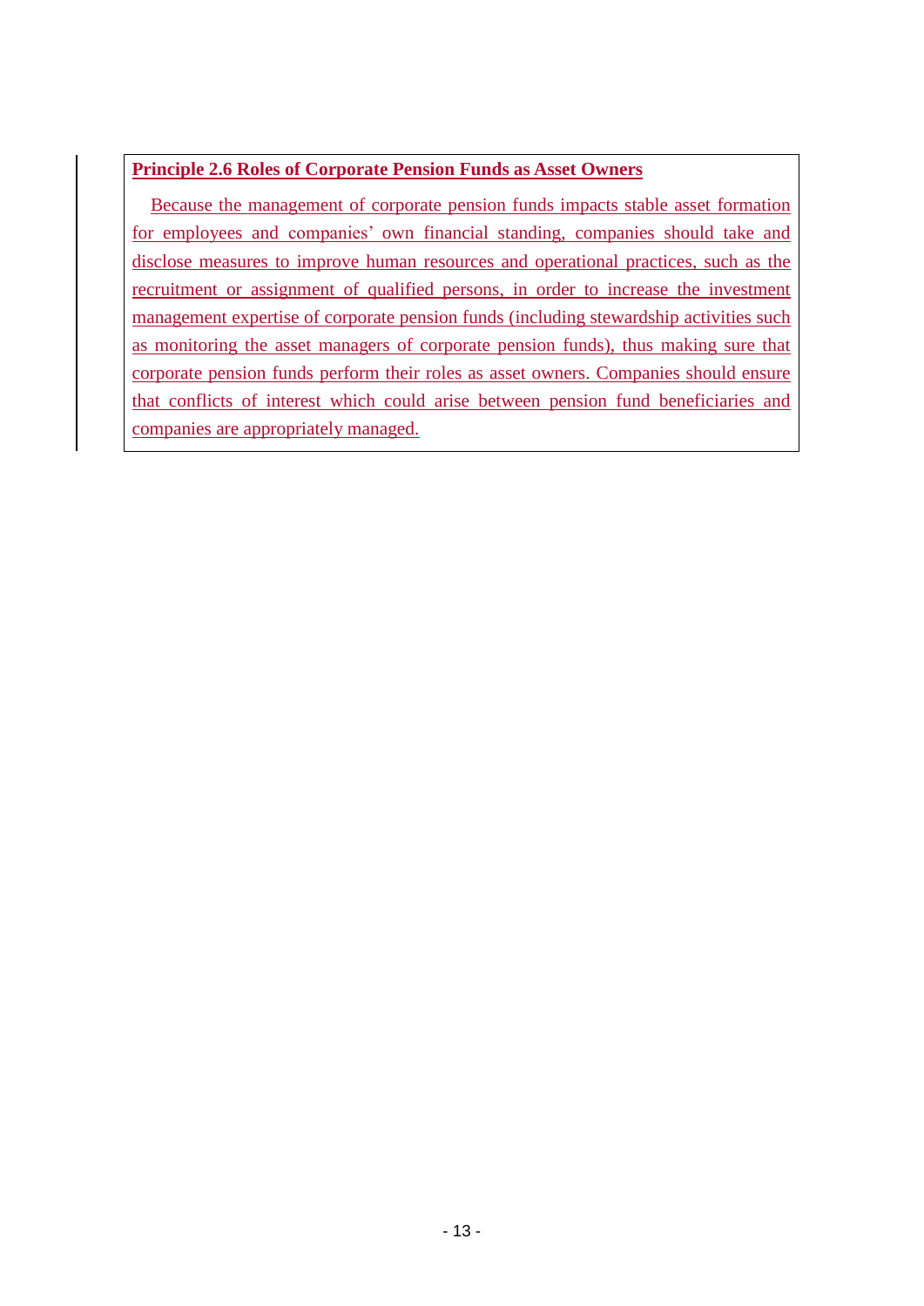**Principle 2.6 Roles of Corporate Pension Funds as Asset Owners**

Because the management of corporate pension funds impacts stable asset formation for employees and companies' own financial standing, companies should take and disclose measures to improve human resources and operational practices, such as the recruitment or assignment of qualified persons, in order to increase the investment management expertise of corporate pension funds (including stewardship activities such as monitoring the asset managers of corporate pension funds), thus making sure that corporate pension funds perform their roles as asset owners. Companies should ensure that conflicts of interest which could arise between pension fund beneficiaries and companies are appropriately managed.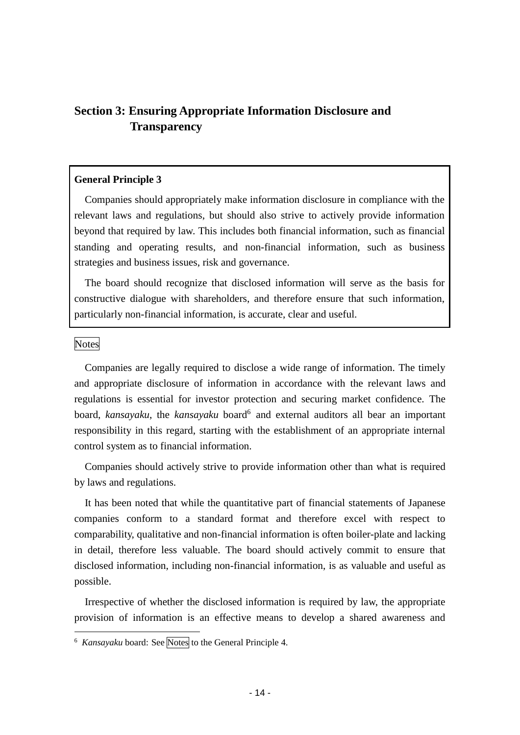## Section 3: Ensuring Appropriate Information Disclosure and Transparency

**General Principle 3**

Companies should appropriately make information disclosure in compliance with the relevant laws and regulations, but should also strive to actively provide information beyond that required by law. This includes both financial information, such as financial standing and operating results, and non-financial information, such as business strategies and business issues, risk and governance.

The board should recognize that disclosed information will serve as the basis for constructive dialogue with shareholders, and therefore ensure that such information, particularly non-financial information, is accurate, clear and useful.

Notes

Companies are legally required to disclose a wide range of information. The timely and appropriate disclosure of information in accordance with the relevant laws and regulations is essential for investor protection and securing market confidence. The board, *kansayaku*, the *kansayaku* board[6] and external auditors all bear an important responsibility in this regard, starting with the establishment of an appropriate internal control system as to financial information.

Companies should actively strive to provide information other than what is required by laws and regulations.

It has been noted that while the quantitative part of financial statements of Japanese companies conform to a standard format and therefore excel with respect to comparability, qualitative and non-financial information is often boiler-plate and lacking in detail, therefore less valuable. The board should actively commit to ensure that disclosed information, including non-financial information, is as valuable and useful as possible.

Irrespective of whether the disclosed information is required by law, the appropriate provision of information is an effective means to develop a shared awareness and

---

[6] *Kansayaku* board: See Notes to the General Principle 4.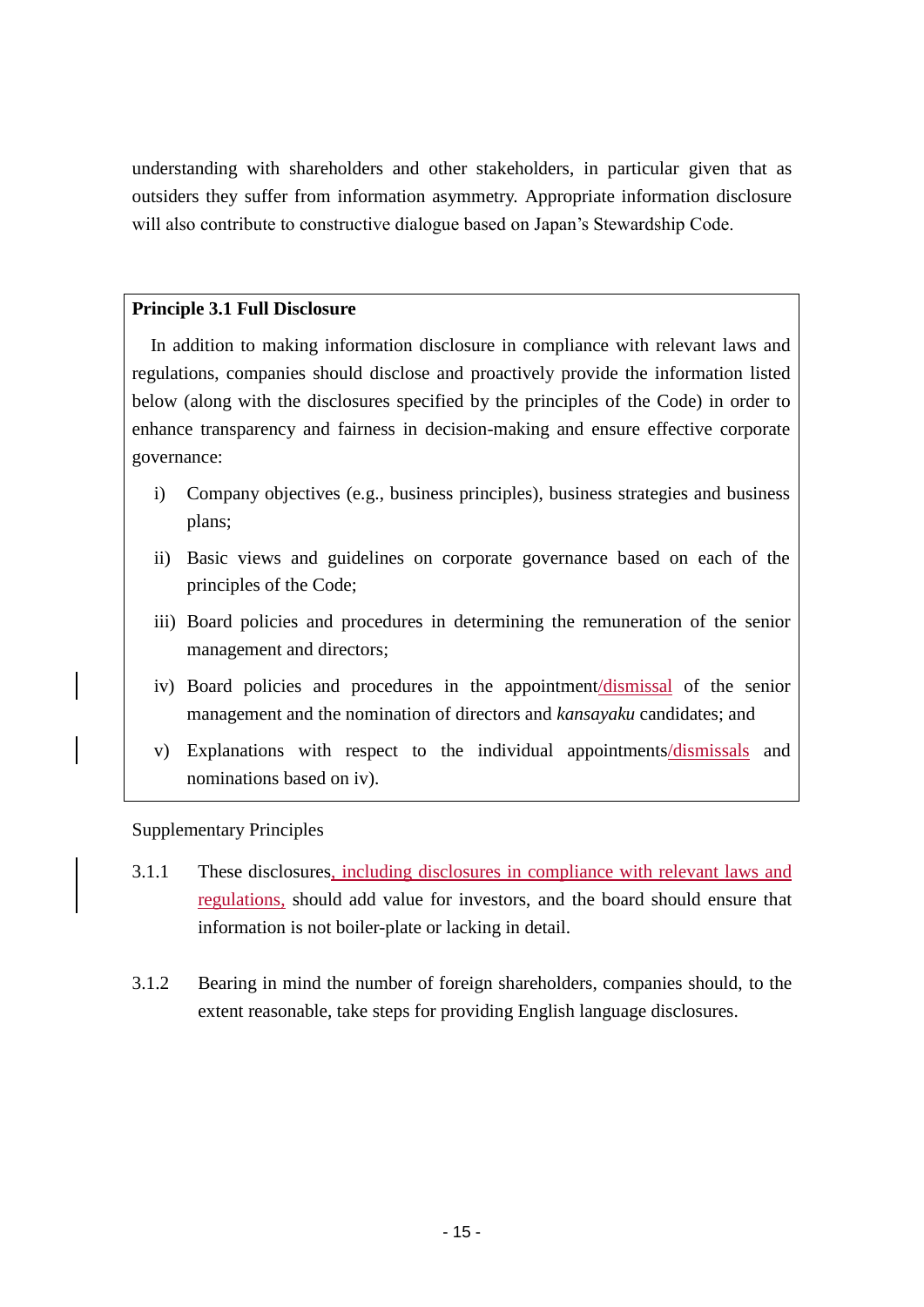understanding with shareholders and other stakeholders, in particular given that as outsiders they suffer from information asymmetry. Appropriate information disclosure will also contribute to constructive dialogue based on Japan's Stewardship Code.

**Principle 3.1 Full Disclosure**

In addition to making information disclosure in compliance with relevant laws and regulations, companies should disclose and proactively provide the information listed below (along with the disclosures specified by the principles of the Code) in order to enhance transparency and fairness in decision-making and ensure effective corporate governance:

i) Company objectives (e.g., business principles), business strategies and business plans;

ii) Basic views and guidelines on corporate governance based on each of the principles of the Code;

iii) Board policies and procedures in determining the remuneration of the senior management and directors;

iv) Board policies and procedures in the appointment/dismissal of the senior management and the nomination of directors and *kansayaku* candidates; and

v) Explanations with respect to the individual appointments/dismissals and nominations based on iv).

Supplementary Principles

3.1.1 These disclosures, including disclosures in compliance with relevant laws and regulations, should add value for investors, and the board should ensure that information is not boiler-plate or lacking in detail.

3.1.2 Bearing in mind the number of foreign shareholders, companies should, to the extent reasonable, take steps for providing English language disclosures.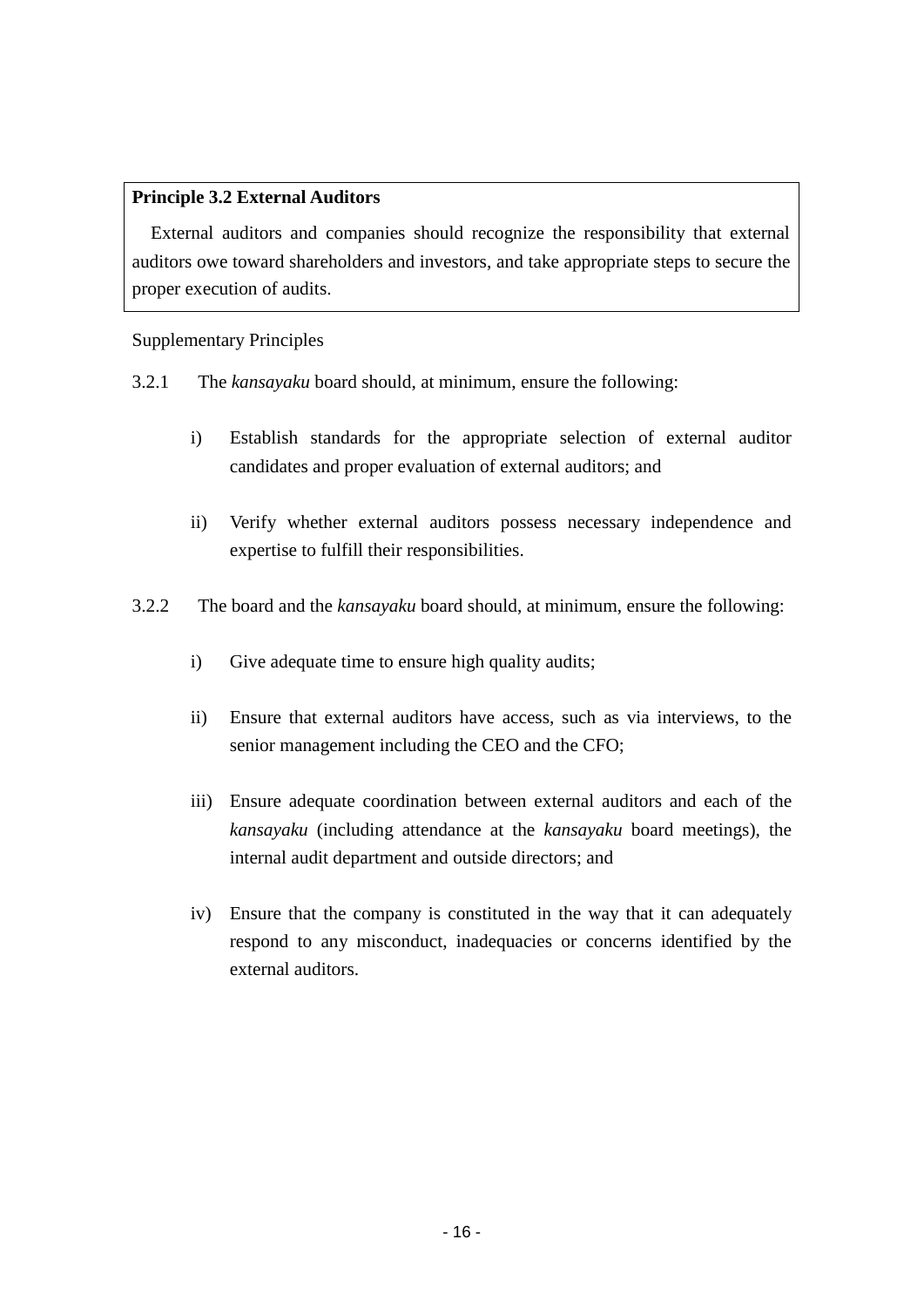**Principle 3.2 External Auditors**

External auditors and companies should recognize the responsibility that external auditors owe toward shareholders and investors, and take appropriate steps to secure the proper execution of audits.

Supplementary Principles

3.2.1 The *kansayaku* board should, at minimum, ensure the following:

i) Establish standards for the appropriate selection of external auditor candidates and proper evaluation of external auditors; and

ii) Verify whether external auditors possess necessary independence and expertise to fulfill their responsibilities.

3.2.2 The board and the *kansayaku* board should, at minimum, ensure the following:

i) Give adequate time to ensure high quality audits;

ii) Ensure that external auditors have access, such as via interviews, to the senior management including the CEO and the CFO;

iii) Ensure adequate coordination between external auditors and each of the *kansayaku* (including attendance at the *kansayaku* board meetings), the internal audit department and outside directors; and

iv) Ensure that the company is constituted in the way that it can adequately respond to any misconduct, inadequacies or concerns identified by the external auditors.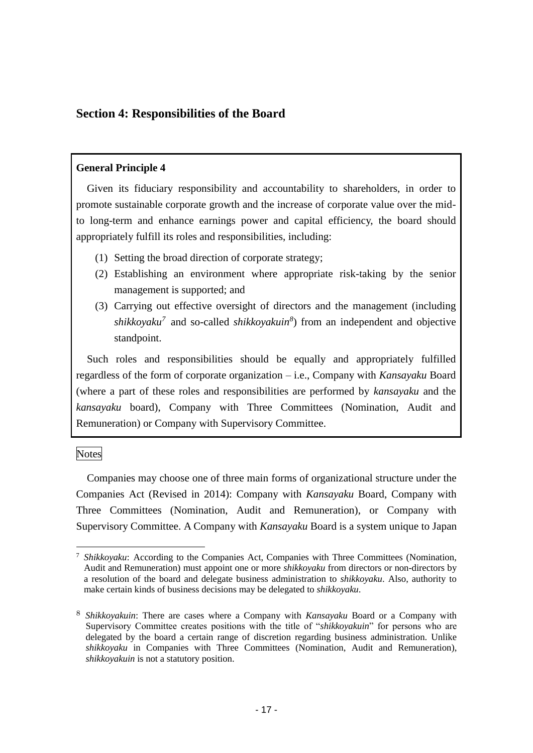## Section 4: Responsibilities of the Board

**General Principle 4**

Given its fiduciary responsibility and accountability to shareholders, in order to promote sustainable corporate growth and the increase of corporate value over the mid- to long-term and enhance earnings power and capital efficiency, the board should appropriately fulfill its roles and responsibilities, including:

(1) Setting the broad direction of corporate strategy;

(2) Establishing an environment where appropriate risk-taking by the senior management is supported; and

(3) Carrying out effective oversight of directors and the management (including *shikkoyaku*[7] and so-called *shikkoyakuin*[8]) from an independent and objective standpoint.

Such roles and responsibilities should be equally and appropriately fulfilled regardless of the form of corporate organization – i.e., Company with *Kansayaku* Board (where a part of these roles and responsibilities are performed by *kansayaku* and the *kansayaku* board), Company with Three Committees (Nomination, Audit and Remuneration) or Company with Supervisory Committee.

Notes

Companies may choose one of three main forms of organizational structure under the Companies Act (Revised in 2014): Company with *Kansayaku* Board, Company with Three Committees (Nomination, Audit and Remuneration), or Company with Supervisory Committee. A Company with *Kansayaku* Board is a system unique to Japan

---

[7] *Shikkoyaku*: According to the Companies Act, Companies with Three Committees (Nomination, Audit and Remuneration) must appoint one or more *shikkoyaku* from directors or non-directors by a resolution of the board and delegate business administration to *shikkoyaku*. Also, authority to make certain kinds of business decisions may be delegated to *shikkoyaku*.

[8] *Shikkoyakuin*: There are cases where a Company with *Kansayaku* Board or a Company with Supervisory Committee creates positions with the title of "*shikkoyakuin*" for persons who are delegated by the board a certain range of discretion regarding business administration. Unlike *shikkoyaku* in Companies with Three Committees (Nomination, Audit and Remuneration), *shikkoyakuin* is not a statutory position.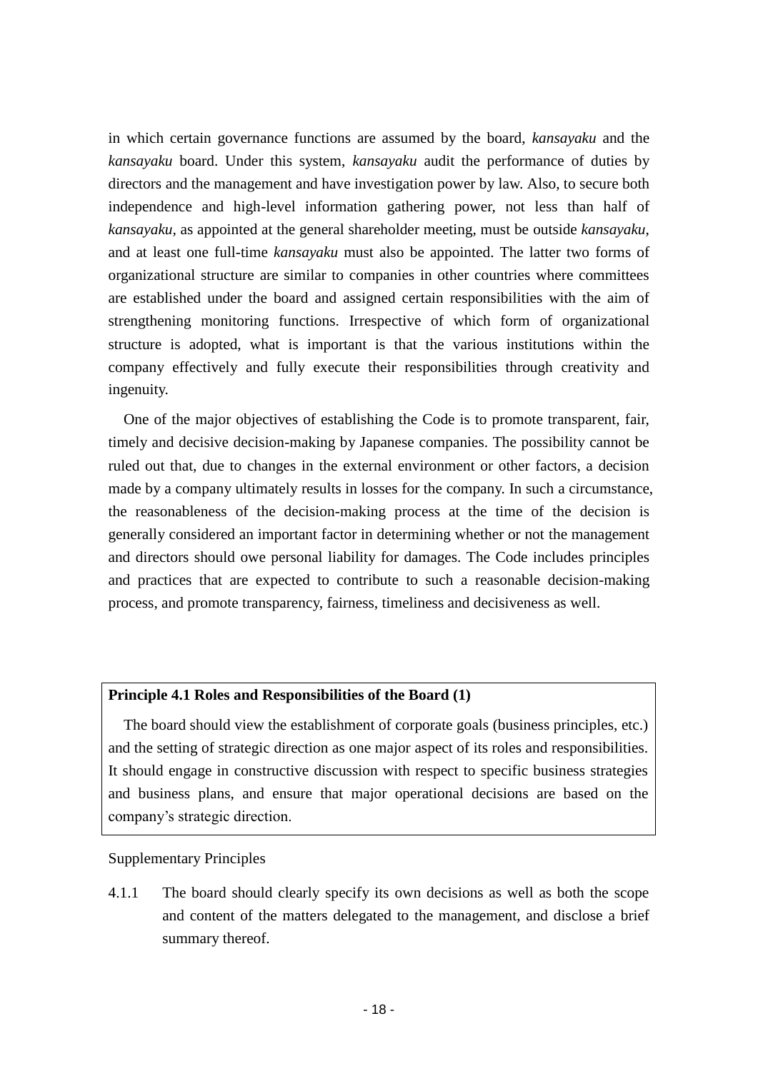in which certain governance functions are assumed by the board, *kansayaku* and the *kansayaku* board. Under this system, *kansayaku* audit the performance of duties by directors and the management and have investigation power by law. Also, to secure both independence and high-level information gathering power, not less than half of *kansayaku*, as appointed at the general shareholder meeting, must be outside *kansayaku*, and at least one full-time *kansayaku* must also be appointed. The latter two forms of organizational structure are similar to companies in other countries where committees are established under the board and assigned certain responsibilities with the aim of strengthening monitoring functions. Irrespective of which form of organizational structure is adopted, what is important is that the various institutions within the company effectively and fully execute their responsibilities through creativity and ingenuity.

One of the major objectives of establishing the Code is to promote transparent, fair, timely and decisive decision-making by Japanese companies. The possibility cannot be ruled out that, due to changes in the external environment or other factors, a decision made by a company ultimately results in losses for the company. In such a circumstance, the reasonableness of the decision-making process at the time of the decision is generally considered an important factor in determining whether or not the management and directors should owe personal liability for damages. The Code includes principles and practices that are expected to contribute to such a reasonable decision-making process, and promote transparency, fairness, timeliness and decisiveness as well.

**Principle 4.1 Roles and Responsibilities of the Board (1)**

The board should view the establishment of corporate goals (business principles, etc.) and the setting of strategic direction as one major aspect of its roles and responsibilities. It should engage in constructive discussion with respect to specific business strategies and business plans, and ensure that major operational decisions are based on the company's strategic direction.

Supplementary Principles

4.1.1 The board should clearly specify its own decisions as well as both the scope and content of the matters delegated to the management, and disclose a brief summary thereof.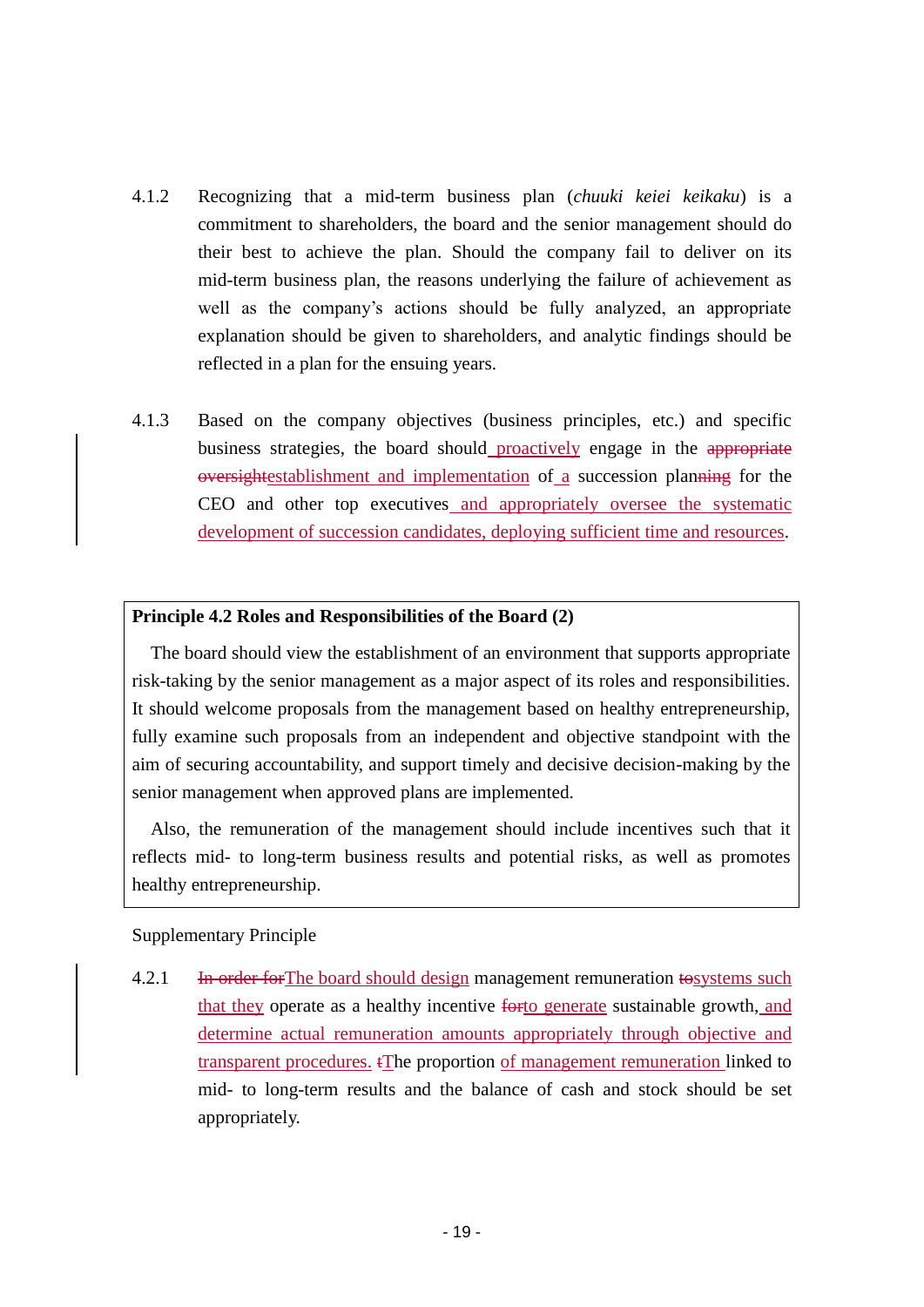4.1.2 Recognizing that a mid-term business plan (*chuuki keiei keikaku*) is a commitment to shareholders, the board and the senior management should do their best to achieve the plan. Should the company fail to deliver on its mid-term business plan, the reasons underlying the failure of achievement as well as the company's actions should be fully analyzed, an appropriate explanation should be given to shareholders, and analytic findings should be reflected in a plan for the ensuing years.

4.1.3 Based on the company objectives (business principles, etc.) and specific business strategies, the board should<u> proactively</u> engage in the ~~appropriate oversight~~<u>establishment and implementation</u> of<u> a</u> succession plan~~ning~~ for the CEO and other top executives<u> and appropriately oversee the systematic development of succession candidates, deploying sufficient time and resources</u>.

**Principle 4.2 Roles and Responsibilities of the Board (2)**

The board should view the establishment of an environment that supports appropriate risk-taking by the senior management as a major aspect of its roles and responsibilities. It should welcome proposals from the management based on healthy entrepreneurship, fully examine such proposals from an independent and objective standpoint with the aim of securing accountability, and support timely and decisive decision-making by the senior management when approved plans are implemented.

Also, the remuneration of the management should include incentives such that it reflects mid- to long-term business results and potential risks, as well as promotes healthy entrepreneurship.

Supplementary Principle

4.2.1 ~~In order for~~<u>The board should design</u> management remuneration ~~to~~<u>systems such that they</u> operate as a healthy incentive ~~for~~<u>to generate</u> sustainable growth,<u> and determine actual remuneration amounts appropriately through objective and transparent procedures.</u> ~~t~~<u>T</u>he proportion <u>of management remuneration</u> linked to mid- to long-term results and the balance of cash and stock should be set appropriately.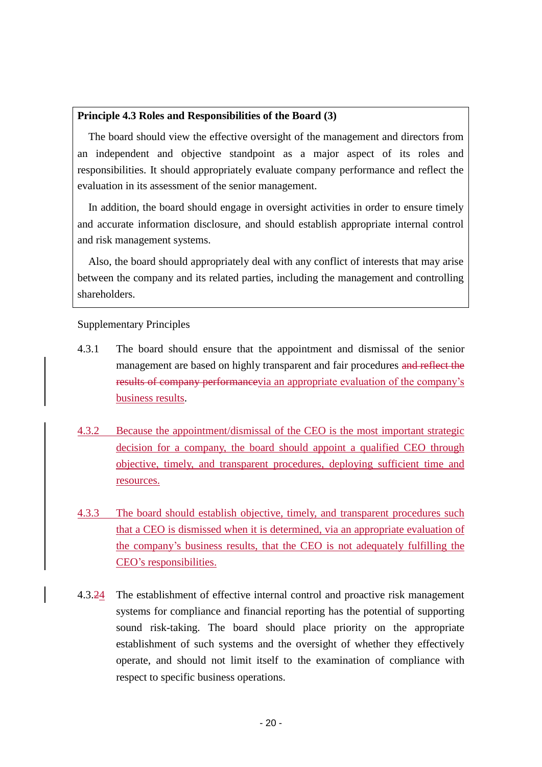**Principle 4.3 Roles and Responsibilities of the Board (3)**

The board should view the effective oversight of the management and directors from an independent and objective standpoint as a major aspect of its roles and responsibilities. It should appropriately evaluate company performance and reflect the evaluation in its assessment of the senior management.

In addition, the board should engage in oversight activities in order to ensure timely and accurate information disclosure, and should establish appropriate internal control and risk management systems.

Also, the board should appropriately deal with any conflict of interests that may arise between the company and its related parties, including the management and controlling shareholders.

Supplementary Principles

4.3.1 The board should ensure that the appointment and dismissal of the senior management are based on highly transparent and fair procedures ~~and reflect the results of company performance~~via an appropriate evaluation of the company's business results.

4.3.2 Because the appointment/dismissal of the CEO is the most important strategic decision for a company, the board should appoint a qualified CEO through objective, timely, and transparent procedures, deploying sufficient time and resources.

4.3.3 The board should establish objective, timely, and transparent procedures such that a CEO is dismissed when it is determined, via an appropriate evaluation of the company's business results, that the CEO is not adequately fulfilling the CEO's responsibilities.

4.3.~~2~~4 The establishment of effective internal control and proactive risk management systems for compliance and financial reporting has the potential of supporting sound risk-taking. The board should place priority on the appropriate establishment of such systems and the oversight of whether they effectively operate, and should not limit itself to the examination of compliance with respect to specific business operations.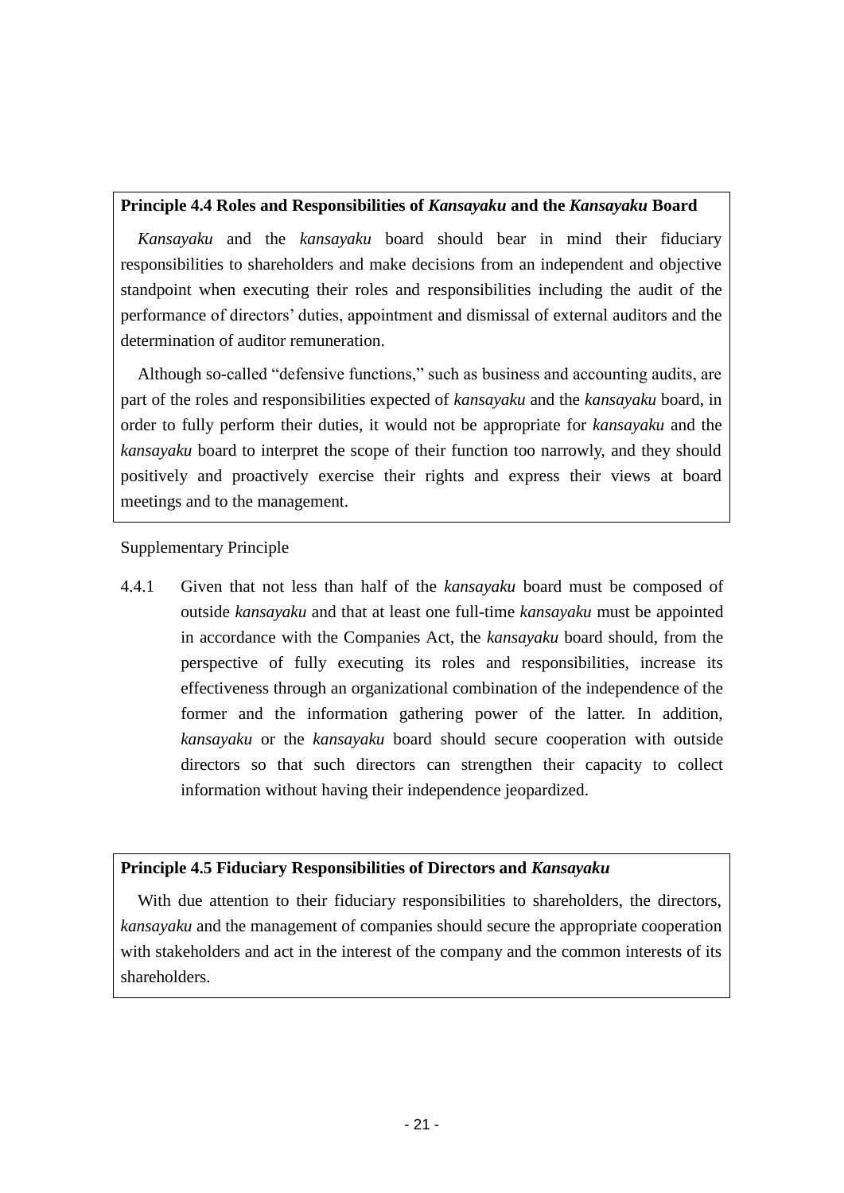### Principle 4.4 Roles and Responsibilities of *Kansayaku* and the *Kansayaku* Board

*Kansayaku* and the *kansayaku* board should bear in mind their fiduciary responsibilities to shareholders and make decisions from an independent and objective standpoint when executing their roles and responsibilities including the audit of the performance of directors' duties, appointment and dismissal of external auditors and the determination of auditor remuneration.

Although so-called "defensive functions," such as business and accounting audits, are part of the roles and responsibilities expected of *kansayaku* and the *kansayaku* board, in order to fully perform their duties, it would not be appropriate for *kansayaku* and the *kansayaku* board to interpret the scope of their function too narrowly, and they should positively and proactively exercise their rights and express their views at board meetings and to the management.

Supplementary Principle

4.4.1 Given that not less than half of the *kansayaku* board must be composed of outside *kansayaku* and that at least one full-time *kansayaku* must be appointed in accordance with the Companies Act, the *kansayaku* board should, from the perspective of fully executing its roles and responsibilities, increase its effectiveness through an organizational combination of the independence of the former and the information gathering power of the latter. In addition, *kansayaku* or the *kansayaku* board should secure cooperation with outside directors so that such directors can strengthen their capacity to collect information without having their independence jeopardized.

### Principle 4.5 Fiduciary Responsibilities of Directors and *Kansayaku*

With due attention to their fiduciary responsibilities to shareholders, the directors, *kansayaku* and the management of companies should secure the appropriate cooperation with stakeholders and act in the interest of the company and the common interests of its shareholders.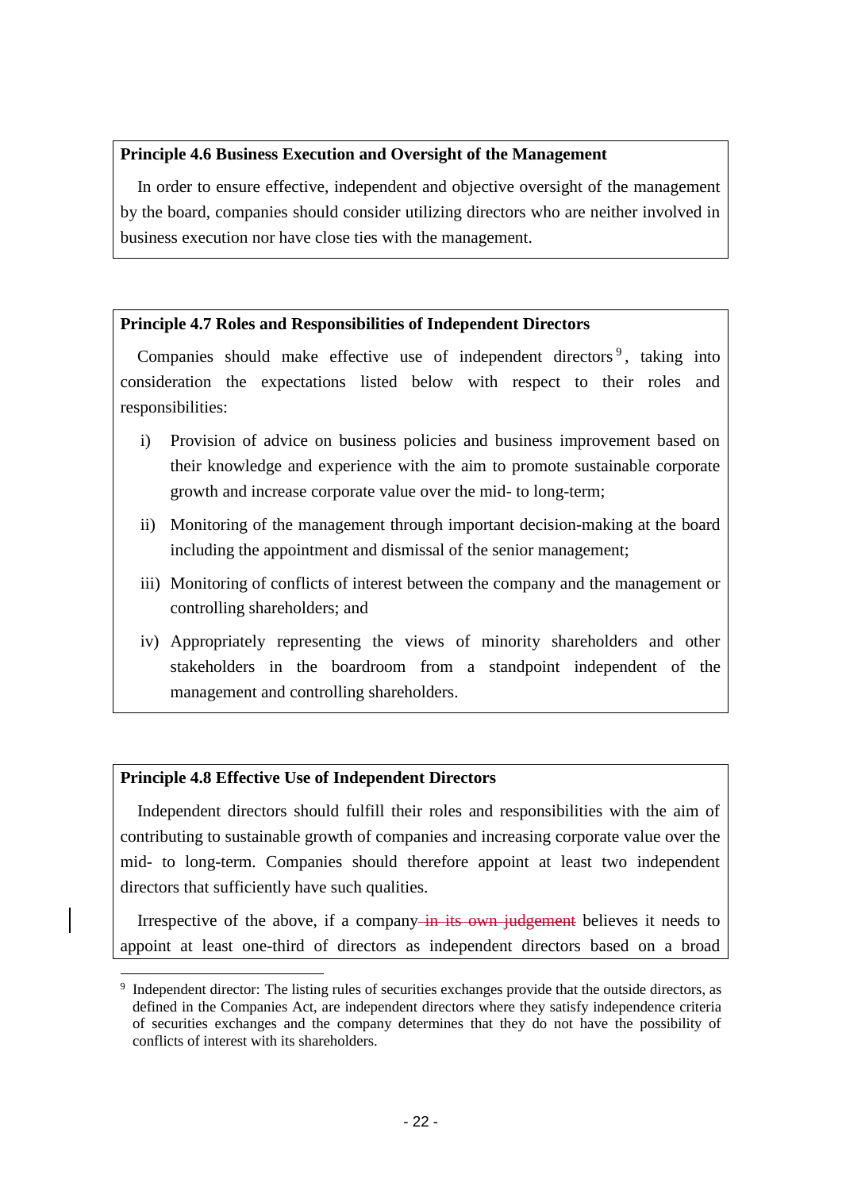**Principle 4.6 Business Execution and Oversight of the Management**

In order to ensure effective, independent and objective oversight of the management by the board, companies should consider utilizing directors who are neither involved in business execution nor have close ties with the management.

**Principle 4.7 Roles and Responsibilities of Independent Directors**

Companies should make effective use of independent directors[9], taking into consideration the expectations listed below with respect to their roles and responsibilities:

i) Provision of advice on business policies and business improvement based on their knowledge and experience with the aim to promote sustainable corporate growth and increase corporate value over the mid- to long-term;

ii) Monitoring of the management through important decision-making at the board including the appointment and dismissal of the senior management;

iii) Monitoring of conflicts of interest between the company and the management or controlling shareholders; and

iv) Appropriately representing the views of minority shareholders and other stakeholders in the boardroom from a standpoint independent of the management and controlling shareholders.

**Principle 4.8 Effective Use of Independent Directors**

Independent directors should fulfill their roles and responsibilities with the aim of contributing to sustainable growth of companies and increasing corporate value over the mid- to long-term. Companies should therefore appoint at least two independent directors that sufficiently have such qualities.

Irrespective of the above, if a company ~~in its own judgement~~ believes it needs to appoint at least one-third of directors as independent directors based on a broad

[9] Independent director: The listing rules of securities exchanges provide that the outside directors, as defined in the Companies Act, are independent directors where they satisfy independence criteria of securities exchanges and the company determines that they do not have the possibility of conflicts of interest with its shareholders.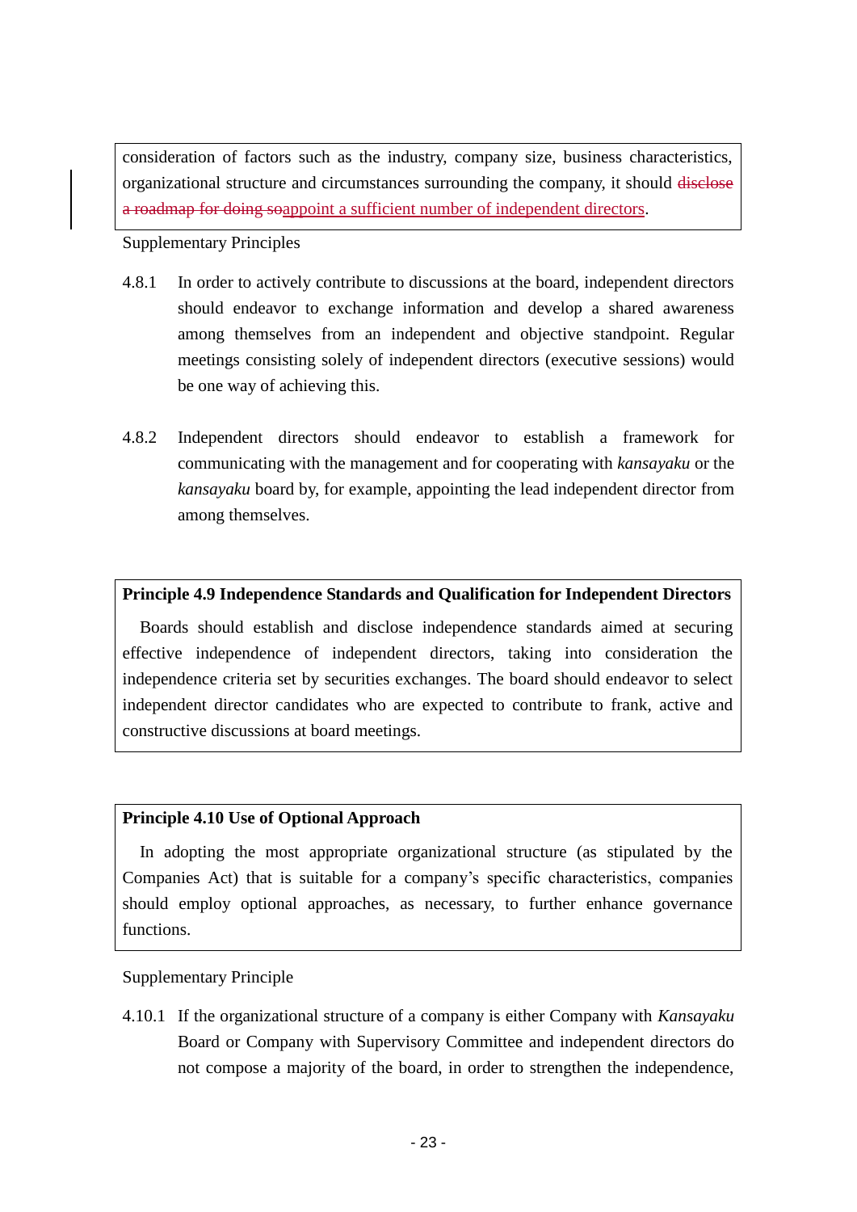consideration of factors such as the industry, company size, business characteristics, organizational structure and circumstances surrounding the company, it should ~~disclose a roadmap for doing so~~appoint a sufficient number of independent directors.

Supplementary Principles

4.8.1 In order to actively contribute to discussions at the board, independent directors should endeavor to exchange information and develop a shared awareness among themselves from an independent and objective standpoint. Regular meetings consisting solely of independent directors (executive sessions) would be one way of achieving this.

4.8.2 Independent directors should endeavor to establish a framework for communicating with the management and for cooperating with *kansayaku* or the *kansayaku* board by, for example, appointing the lead independent director from among themselves.

**Principle 4.9 Independence Standards and Qualification for Independent Directors**

Boards should establish and disclose independence standards aimed at securing effective independence of independent directors, taking into consideration the independence criteria set by securities exchanges. The board should endeavor to select independent director candidates who are expected to contribute to frank, active and constructive discussions at board meetings.

**Principle 4.10 Use of Optional Approach**

In adopting the most appropriate organizational structure (as stipulated by the Companies Act) that is suitable for a company's specific characteristics, companies should employ optional approaches, as necessary, to further enhance governance functions.

Supplementary Principle

4.10.1 If the organizational structure of a company is either Company with *Kansayaku* Board or Company with Supervisory Committee and independent directors do not compose a majority of the board, in order to strengthen the independence,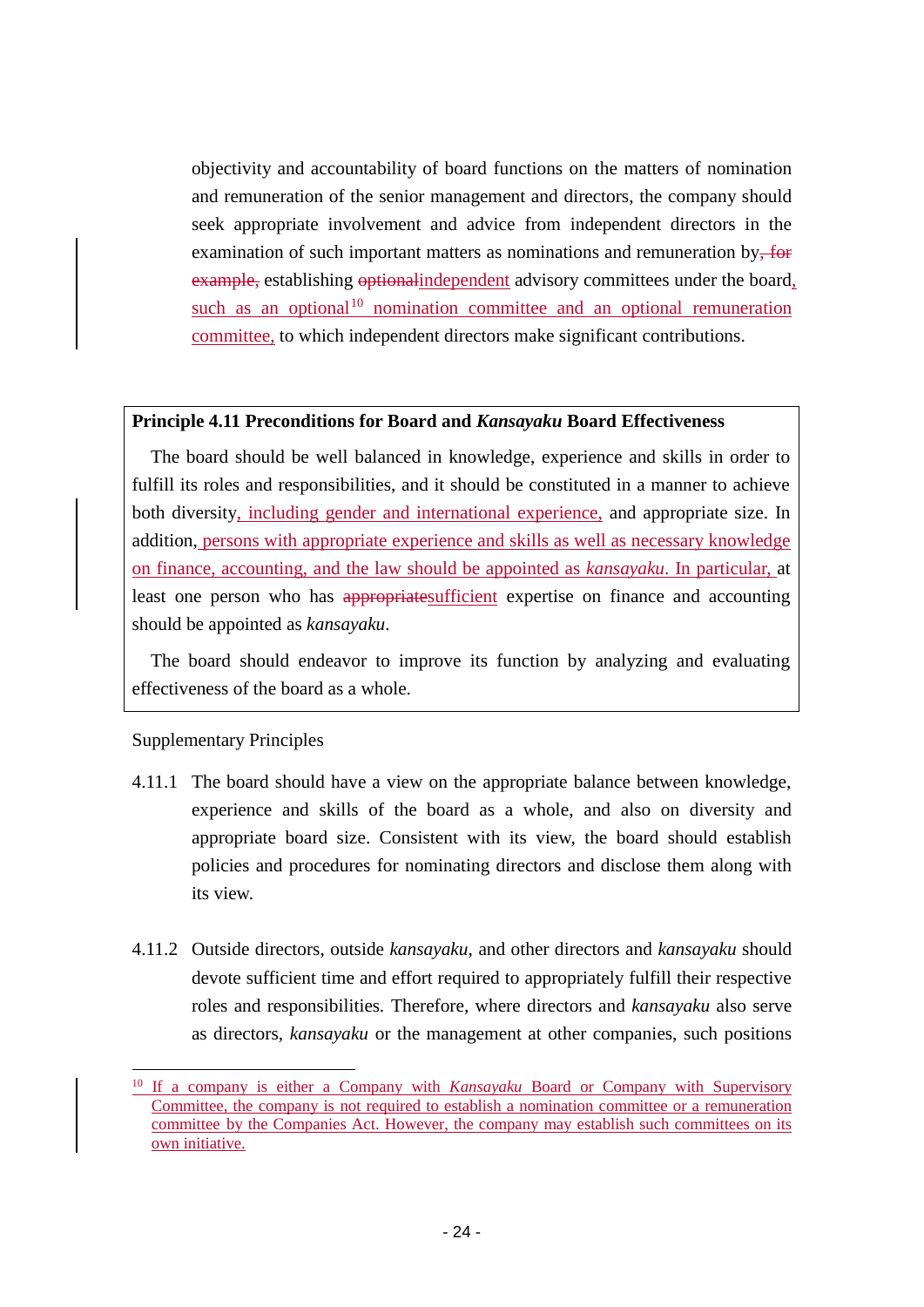objectivity and accountability of board functions on the matters of nomination and remuneration of the senior management and directors, the company should seek appropriate involvement and advice from independent directors in the examination of such important matters as nominations and remuneration by~~, for example,~~ establishing ~~optional~~independent advisory committees under the board, such as an optional[10] nomination committee and an optional remuneration committee, to which independent directors make significant contributions.

**Principle 4.11 Preconditions for Board and *Kansayaku* Board Effectiveness**

The board should be well balanced in knowledge, experience and skills in order to fulfill its roles and responsibilities, and it should be constituted in a manner to achieve both diversity, including gender and international experience, and appropriate size. In addition, persons with appropriate experience and skills as well as necessary knowledge on finance, accounting, and the law should be appointed as *kansayaku*. In particular, at least one person who has ~~appropriate~~sufficient expertise on finance and accounting should be appointed as *kansayaku*.

The board should endeavor to improve its function by analyzing and evaluating effectiveness of the board as a whole.

Supplementary Principles

4.11.1 The board should have a view on the appropriate balance between knowledge, experience and skills of the board as a whole, and also on diversity and appropriate board size. Consistent with its view, the board should establish policies and procedures for nominating directors and disclose them along with its view.

4.11.2 Outside directors, outside *kansayaku*, and other directors and *kansayaku* should devote sufficient time and effort required to appropriately fulfill their respective roles and responsibilities. Therefore, where directors and *kansayaku* also serve as directors, *kansayaku* or the management at other companies, such positions

[10] If a company is either a Company with *Kansayaku* Board or Company with Supervisory Committee, the company is not required to establish a nomination committee or a remuneration committee by the Companies Act. However, the company may establish such committees on its own initiative.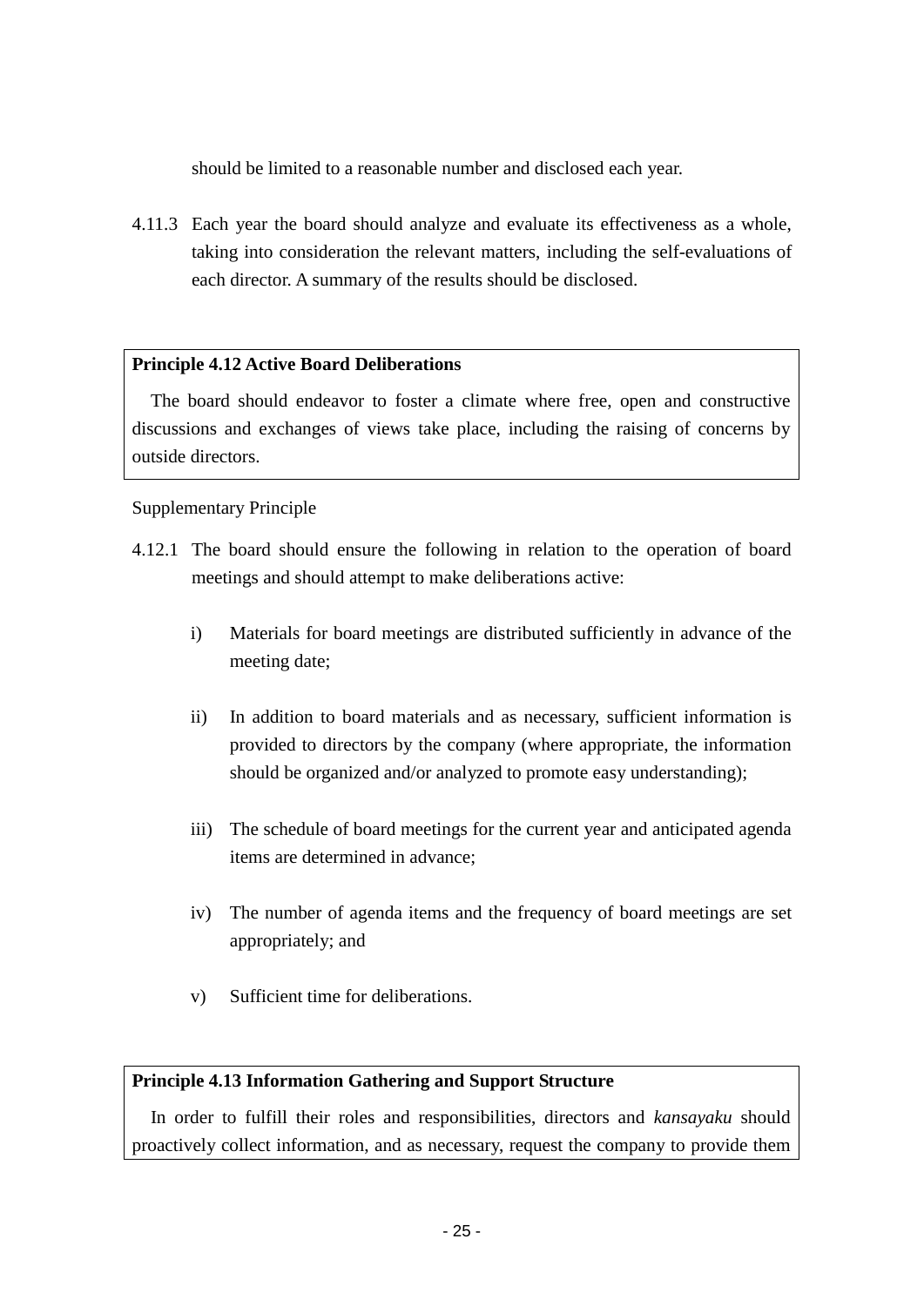should be limited to a reasonable number and disclosed each year.

4.11.3 Each year the board should analyze and evaluate its effectiveness as a whole, taking into consideration the relevant matters, including the self-evaluations of each director. A summary of the results should be disclosed.

**Principle 4.12 Active Board Deliberations**

The board should endeavor to foster a climate where free, open and constructive discussions and exchanges of views take place, including the raising of concerns by outside directors.

Supplementary Principle

4.12.1 The board should ensure the following in relation to the operation of board meetings and should attempt to make deliberations active:

i) Materials for board meetings are distributed sufficiently in advance of the meeting date;

ii) In addition to board materials and as necessary, sufficient information is provided to directors by the company (where appropriate, the information should be organized and/or analyzed to promote easy understanding);

iii) The schedule of board meetings for the current year and anticipated agenda items are determined in advance;

iv) The number of agenda items and the frequency of board meetings are set appropriately; and

v) Sufficient time for deliberations.

**Principle 4.13 Information Gathering and Support Structure**

In order to fulfill their roles and responsibilities, directors and *kansayaku* should proactively collect information, and as necessary, request the company to provide them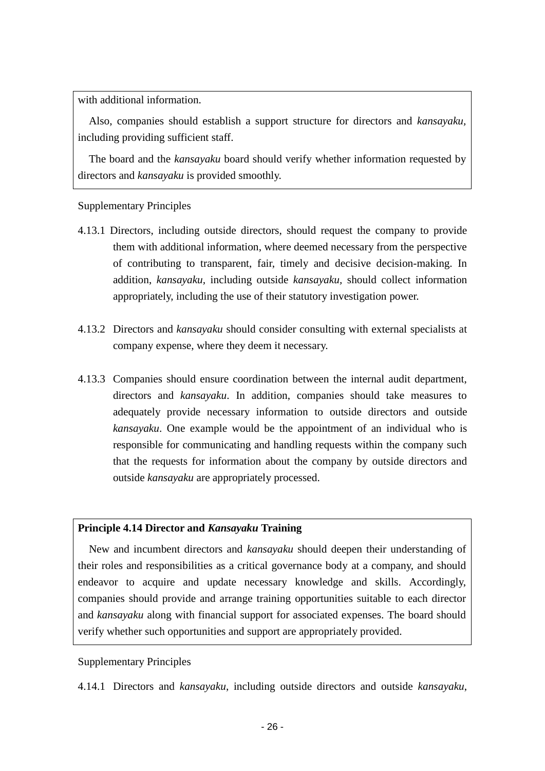with additional information.

Also, companies should establish a support structure for directors and *kansayaku*, including providing sufficient staff.

The board and the *kansayaku* board should verify whether information requested by directors and *kansayaku* is provided smoothly.

Supplementary Principles

4.13.1 Directors, including outside directors, should request the company to provide them with additional information, where deemed necessary from the perspective of contributing to transparent, fair, timely and decisive decision-making. In addition, *kansayaku*, including outside *kansayaku*, should collect information appropriately, including the use of their statutory investigation power.

4.13.2 Directors and *kansayaku* should consider consulting with external specialists at company expense, where they deem it necessary.

4.13.3 Companies should ensure coordination between the internal audit department, directors and *kansayaku*. In addition, companies should take measures to adequately provide necessary information to outside directors and outside *kansayaku*. One example would be the appointment of an individual who is responsible for communicating and handling requests within the company such that the requests for information about the company by outside directors and outside *kansayaku* are appropriately processed.

**Principle 4.14 Director and *Kansayaku* Training**

New and incumbent directors and *kansayaku* should deepen their understanding of their roles and responsibilities as a critical governance body at a company, and should endeavor to acquire and update necessary knowledge and skills. Accordingly, companies should provide and arrange training opportunities suitable to each director and *kansayaku* along with financial support for associated expenses. The board should verify whether such opportunities and support are appropriately provided.

Supplementary Principles

4.14.1 Directors and *kansayaku*, including outside directors and outside *kansayaku*,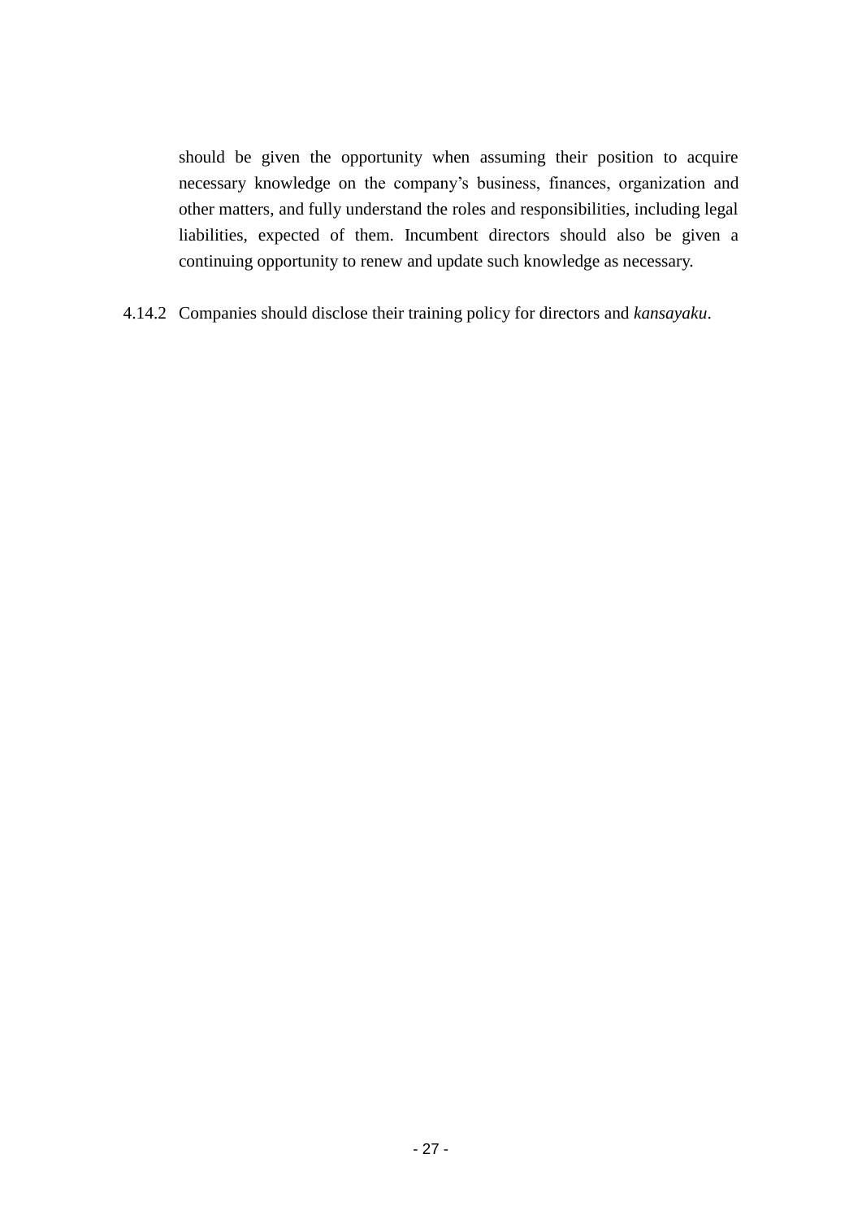should be given the opportunity when assuming their position to acquire necessary knowledge on the company's business, finances, organization and other matters, and fully understand the roles and responsibilities, including legal liabilities, expected of them. Incumbent directors should also be given a continuing opportunity to renew and update such knowledge as necessary.

4.14.2 Companies should disclose their training policy for directors and *kansayaku*.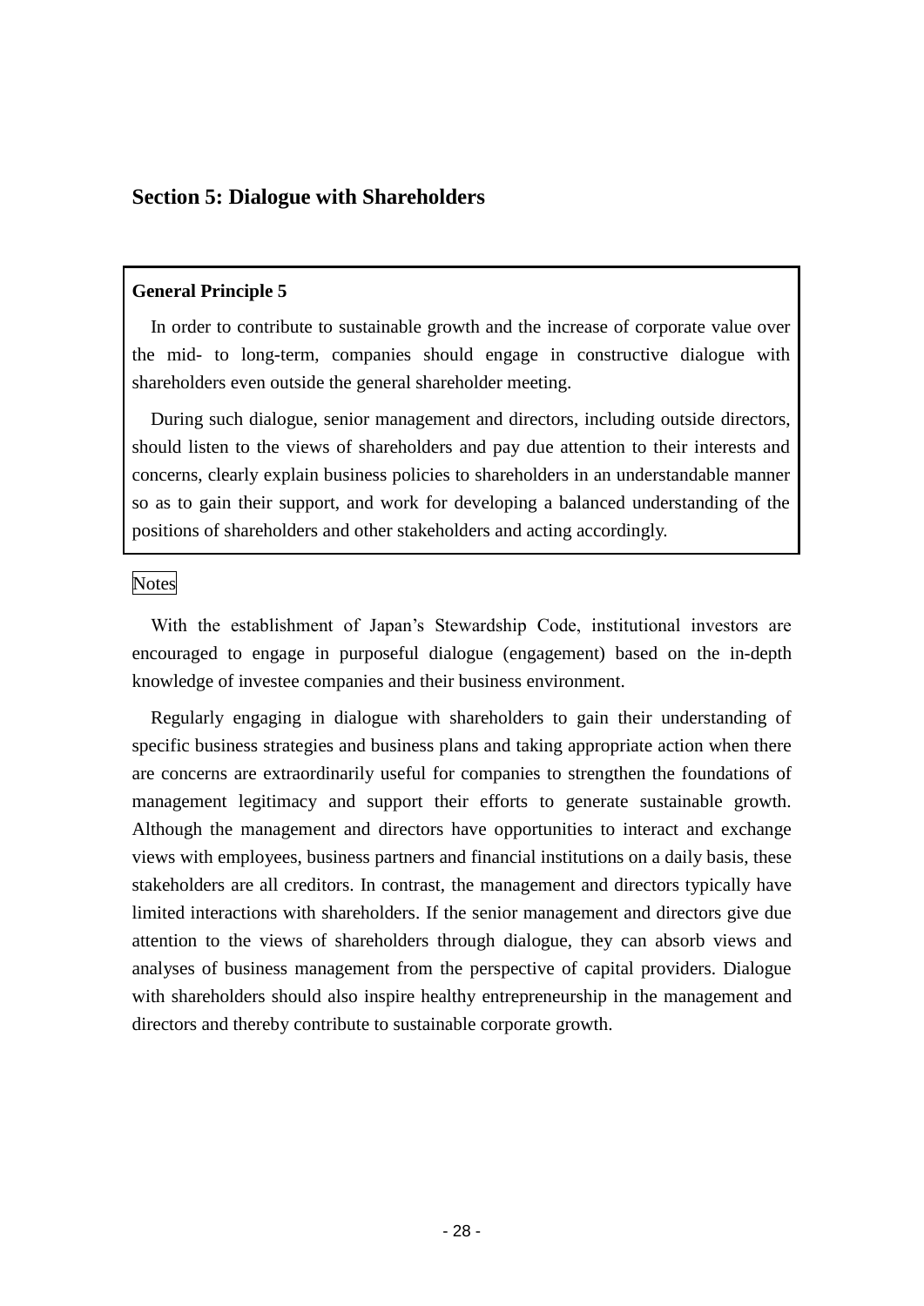## Section 5: Dialogue with Shareholders

**General Principle 5**

In order to contribute to sustainable growth and the increase of corporate value over the mid- to long-term, companies should engage in constructive dialogue with shareholders even outside the general shareholder meeting.

During such dialogue, senior management and directors, including outside directors, should listen to the views of shareholders and pay due attention to their interests and concerns, clearly explain business policies to shareholders in an understandable manner so as to gain their support, and work for developing a balanced understanding of the positions of shareholders and other stakeholders and acting accordingly.

Notes

With the establishment of Japan's Stewardship Code, institutional investors are encouraged to engage in purposeful dialogue (engagement) based on the in-depth knowledge of investee companies and their business environment.

Regularly engaging in dialogue with shareholders to gain their understanding of specific business strategies and business plans and taking appropriate action when there are concerns are extraordinarily useful for companies to strengthen the foundations of management legitimacy and support their efforts to generate sustainable growth. Although the management and directors have opportunities to interact and exchange views with employees, business partners and financial institutions on a daily basis, these stakeholders are all creditors. In contrast, the management and directors typically have limited interactions with shareholders. If the senior management and directors give due attention to the views of shareholders through dialogue, they can absorb views and analyses of business management from the perspective of capital providers. Dialogue with shareholders should also inspire healthy entrepreneurship in the management and directors and thereby contribute to sustainable corporate growth.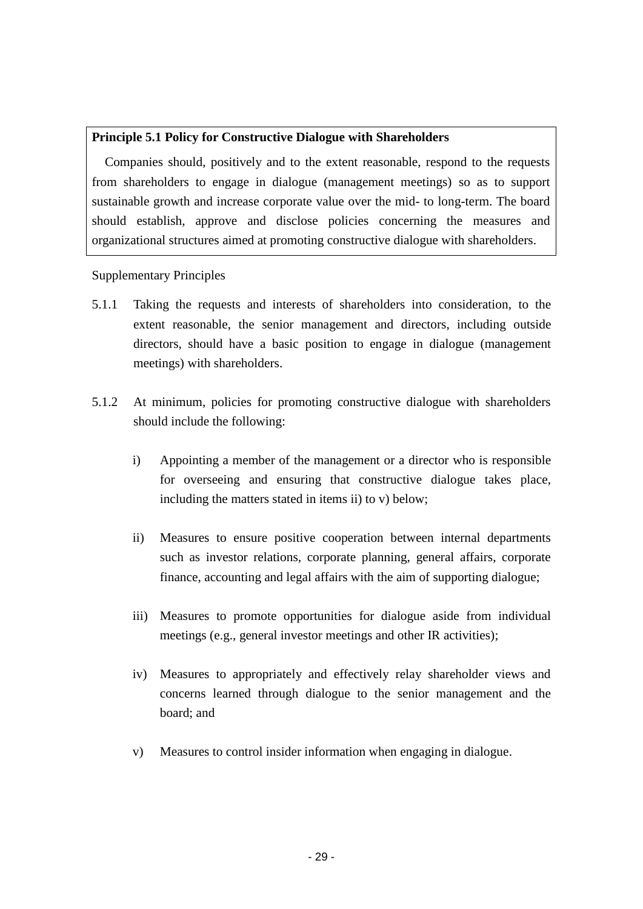**Principle 5.1 Policy for Constructive Dialogue with Shareholders**

Companies should, positively and to the extent reasonable, respond to the requests from shareholders to engage in dialogue (management meetings) so as to support sustainable growth and increase corporate value over the mid- to long-term. The board should establish, approve and disclose policies concerning the measures and organizational structures aimed at promoting constructive dialogue with shareholders.

Supplementary Principles

5.1.1 Taking the requests and interests of shareholders into consideration, to the extent reasonable, the senior management and directors, including outside directors, should have a basic position to engage in dialogue (management meetings) with shareholders.

5.1.2 At minimum, policies for promoting constructive dialogue with shareholders should include the following:

i) Appointing a member of the management or a director who is responsible for overseeing and ensuring that constructive dialogue takes place, including the matters stated in items ii) to v) below;

ii) Measures to ensure positive cooperation between internal departments such as investor relations, corporate planning, general affairs, corporate finance, accounting and legal affairs with the aim of supporting dialogue;

iii) Measures to promote opportunities for dialogue aside from individual meetings (e.g., general investor meetings and other IR activities);

iv) Measures to appropriately and effectively relay shareholder views and concerns learned through dialogue to the senior management and the board; and

v) Measures to control insider information when engaging in dialogue.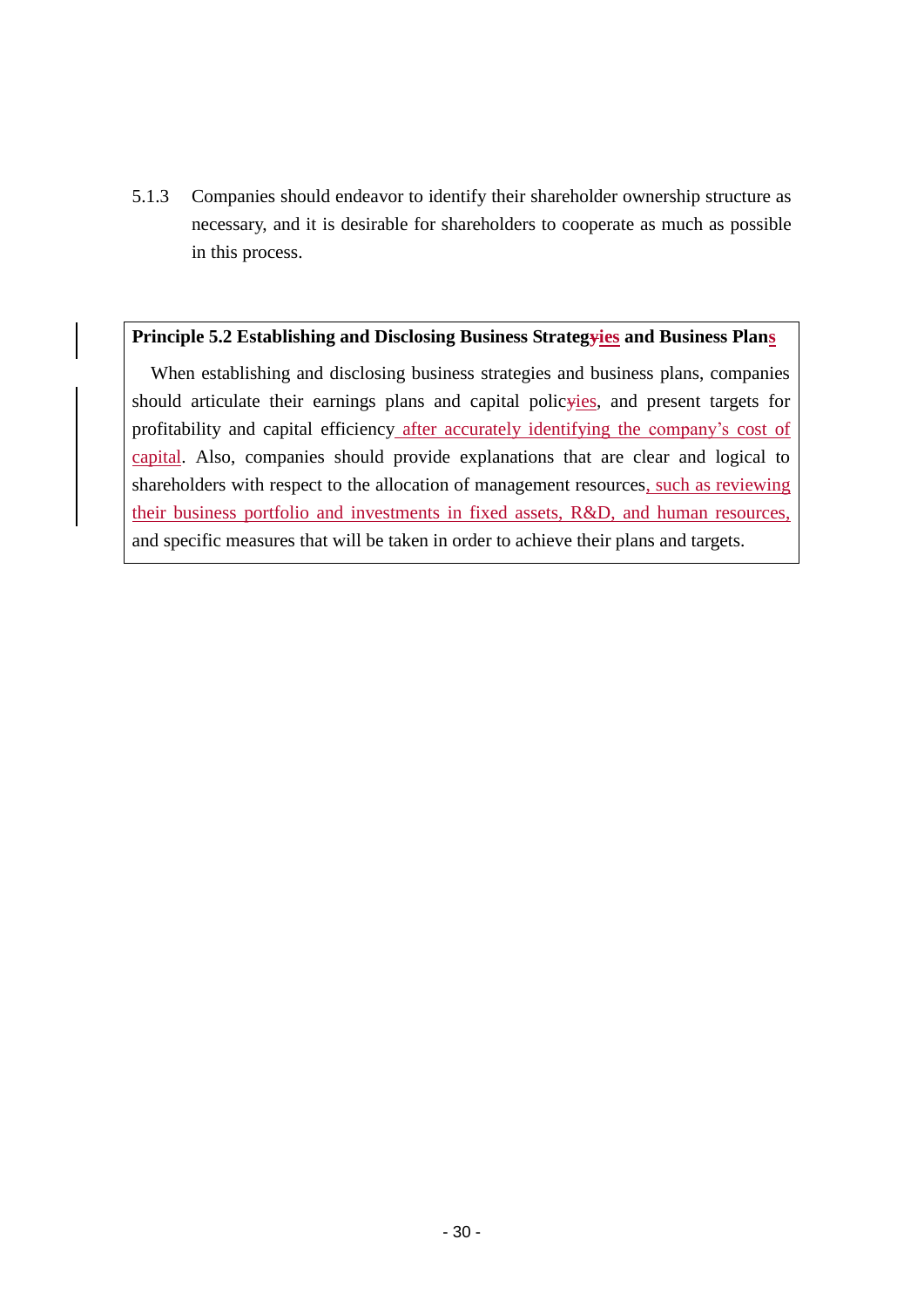5.1.3 Companies should endeavor to identify their shareholder ownership structure as necessary, and it is desirable for shareholders to cooperate as much as possible in this process.

**Principle 5.2 Establishing and Disclosing Business Strateg~~y~~ies and Business Plans**

When establishing and disclosing business strategies and business plans, companies should articulate their earnings plans and capital polic~~y~~ies, and present targets for profitability and capital efficiency after accurately identifying the company's cost of capital. Also, companies should provide explanations that are clear and logical to shareholders with respect to the allocation of management resources, such as reviewing their business portfolio and investments in fixed assets, R&D, and human resources, and specific measures that will be taken in order to achieve their plans and targets.